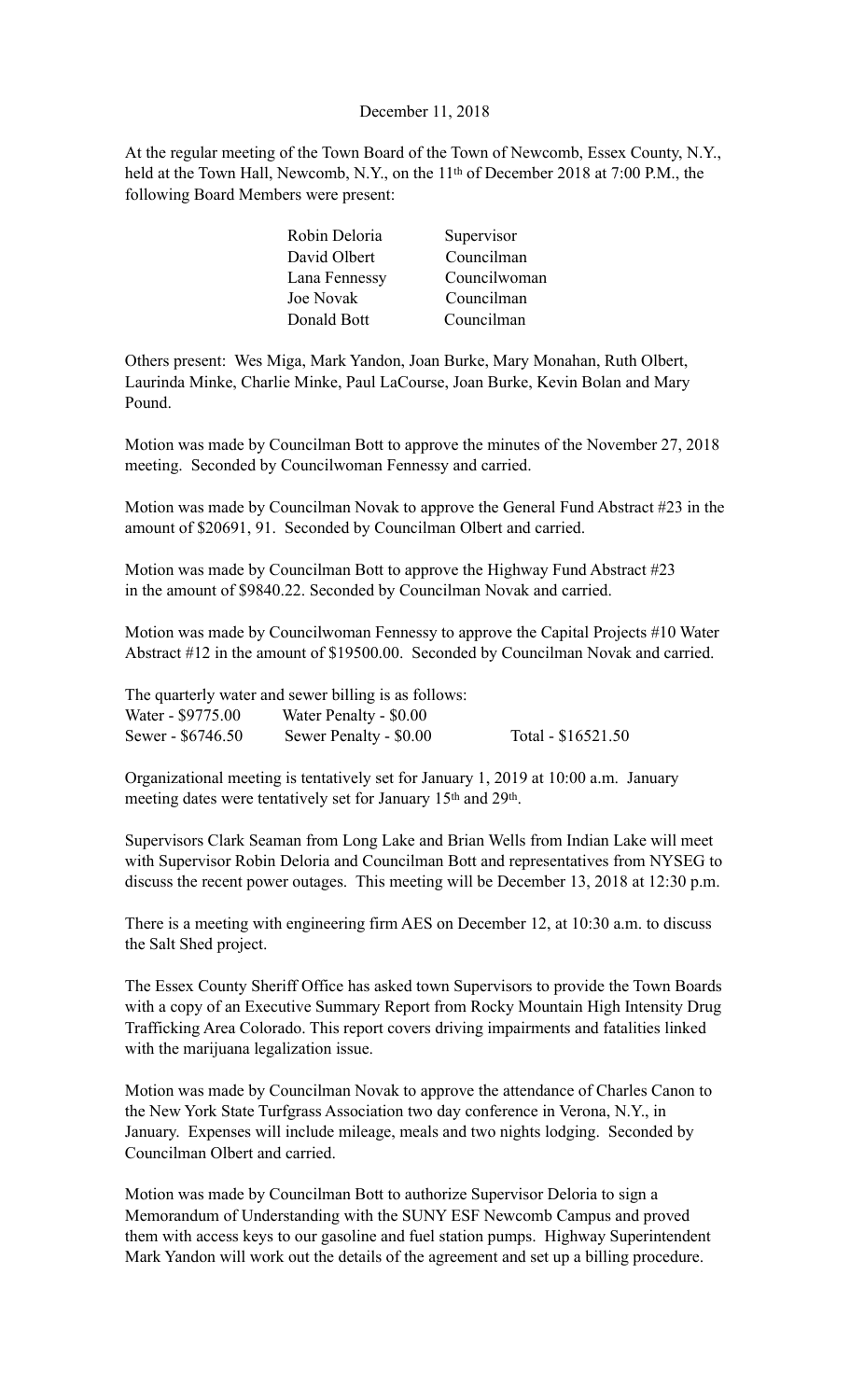December 11, 2018

At the regular meeting of the Town Board of the Town of Newcomb, Essex County, N.Y., held at the Town Hall, Newcomb, N.Y., on the 11th of December 2018 at 7:00 P.M., the following Board Members were present:

| | |
|---|---|
| Robin Deloria | Supervisor |
| David Olbert | Councilman |
| Lana Fennessy | Councilwoman |
| Joe Novak | Councilman |
| Donald Bott | Councilman |

Others present: Wes Miga, Mark Yandon, Joan Burke, Mary Monahan, Ruth Olbert, Laurinda Minke, Charlie Minke, Paul LaCourse, Joan Burke, Kevin Bolan and Mary Pound.

Motion was made by Councilman Bott to approve the minutes of the November 27, 2018 meeting. Seconded by Councilwoman Fennessy and carried.

Motion was made by Councilman Novak to approve the General Fund Abstract #23 in the amount of $20691, 91. Seconded by Councilman Olbert and carried.

Motion was made by Councilman Bott to approve the Highway Fund Abstract #23 in the amount of $9840.22. Seconded by Councilman Novak and carried.

Motion was made by Councilwoman Fennessy to approve the Capital Projects #10 Water Abstract #12 in the amount of $19500.00. Seconded by Councilman Novak and carried.

The quarterly water and sewer billing is as follows:

| | | |
|---|---|---|
| Water - $9775.00 | Water Penalty - $0.00 | |
| Sewer - $6746.50 | Sewer Penalty - $0.00 | Total - $16521.50 |

Organizational meeting is tentatively set for January 1, 2019 at 10:00 a.m. January meeting dates were tentatively set for January 15th and 29th.

Supervisors Clark Seaman from Long Lake and Brian Wells from Indian Lake will meet with Supervisor Robin Deloria and Councilman Bott and representatives from NYSEG to discuss the recent power outages. This meeting will be December 13, 2018 at 12:30 p.m.

There is a meeting with engineering firm AES on December 12, at 10:30 a.m. to discuss the Salt Shed project.

The Essex County Sheriff Office has asked town Supervisors to provide the Town Boards with a copy of an Executive Summary Report from Rocky Mountain High Intensity Drug Trafficking Area Colorado. This report covers driving impairments and fatalities linked with the marijuana legalization issue.

Motion was made by Councilman Novak to approve the attendance of Charles Canon to the New York State Turfgrass Association two day conference in Verona, N.Y., in January. Expenses will include mileage, meals and two nights lodging. Seconded by Councilman Olbert and carried.

Motion was made by Councilman Bott to authorize Supervisor Deloria to sign a Memorandum of Understanding with the SUNY ESF Newcomb Campus and proved them with access keys to our gasoline and fuel station pumps. Highway Superintendent Mark Yandon will work out the details of the agreement and set up a billing procedure.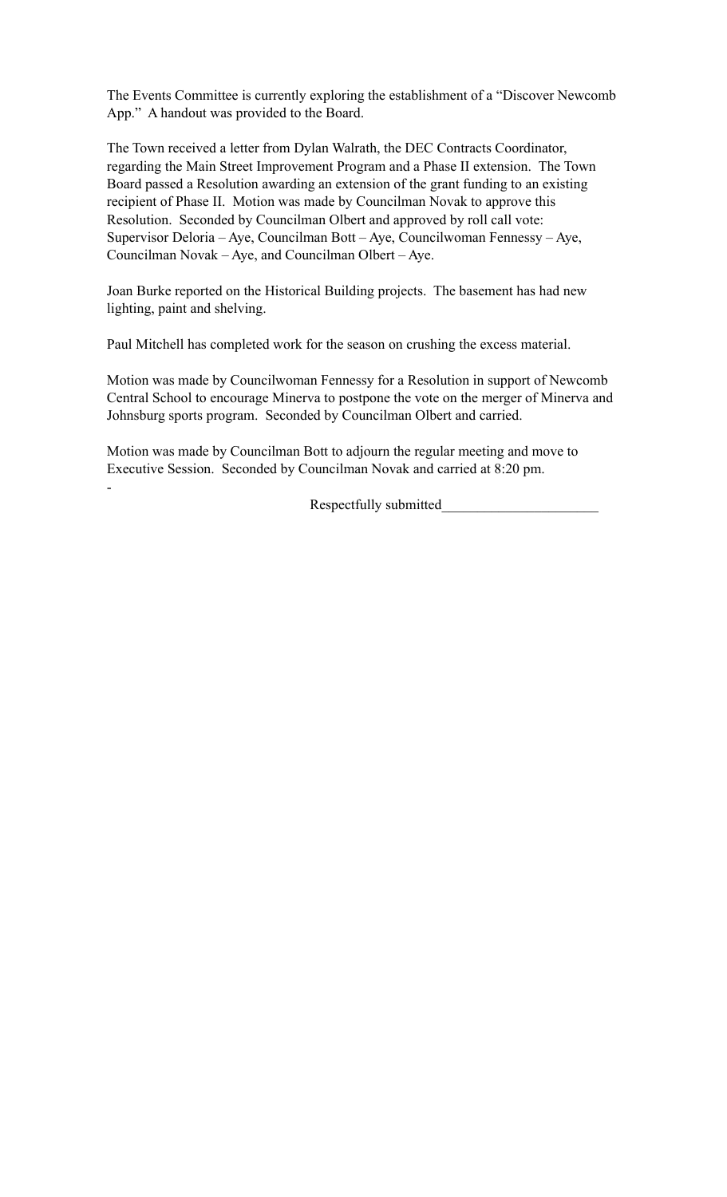The Events Committee is currently exploring the establishment of a "Discover Newcomb App." A handout was provided to the Board.

The Town received a letter from Dylan Walrath, the DEC Contracts Coordinator, regarding the Main Street Improvement Program and a Phase II extension. The Town Board passed a Resolution awarding an extension of the grant funding to an existing recipient of Phase II. Motion was made by Councilman Novak to approve this Resolution. Seconded by Councilman Olbert and approved by roll call vote: Supervisor Deloria – Aye, Councilman Bott – Aye, Councilwoman Fennessy – Aye, Councilman Novak – Aye, and Councilman Olbert – Aye.

Joan Burke reported on the Historical Building projects. The basement has had new lighting, paint and shelving.

Paul Mitchell has completed work for the season on crushing the excess material.

Motion was made by Councilwoman Fennessy for a Resolution in support of Newcomb Central School to encourage Minerva to postpone the vote on the merger of Minerva and Johnsburg sports program. Seconded by Councilman Olbert and carried.

Motion was made by Councilman Bott to adjourn the regular meeting and move to Executive Session. Seconded by Councilman Novak and carried at 8:20 pm.

-

Respectfully submitted_____________________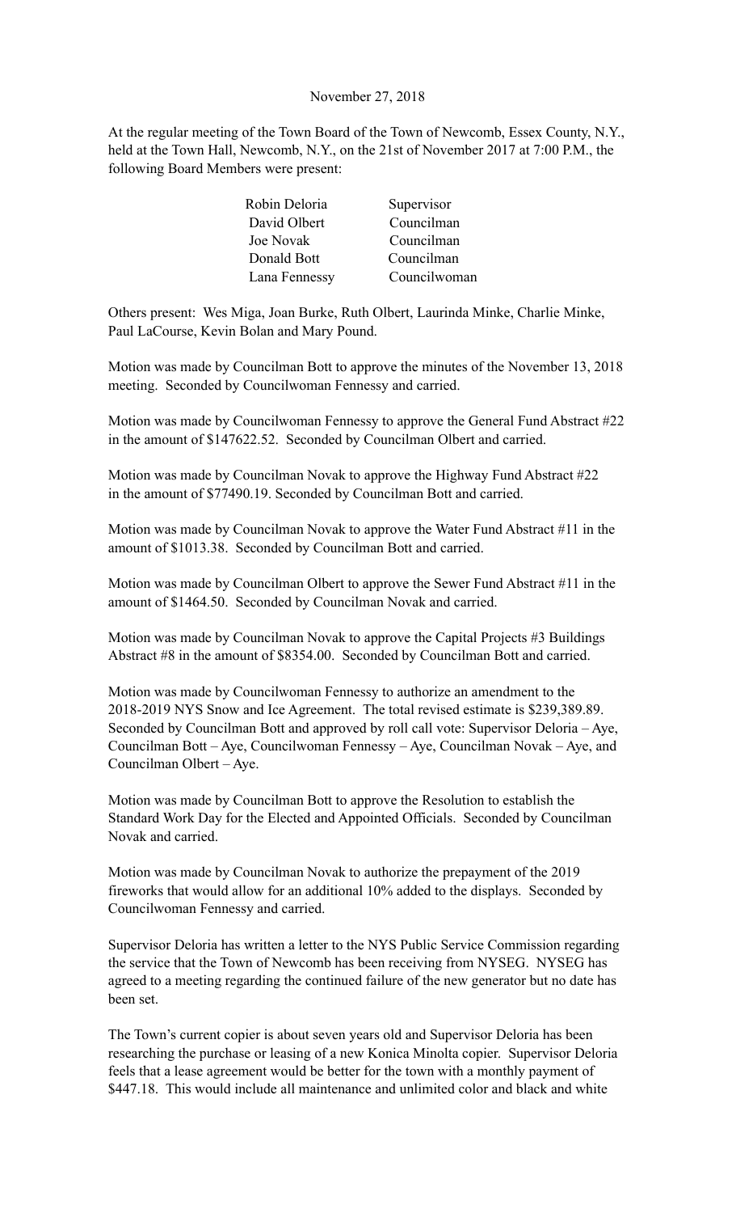November 27, 2018

At the regular meeting of the Town Board of the Town of Newcomb, Essex County, N.Y., held at the Town Hall, Newcomb, N.Y., on the 21st of November 2017 at 7:00 P.M., the following Board Members were present:

| | |
|---|---|
| Robin Deloria | Supervisor |
| David Olbert | Councilman |
| Joe Novak | Councilman |
| Donald Bott | Councilman |
| Lana Fennessy | Councilwoman |

Others present: Wes Miga, Joan Burke, Ruth Olbert, Laurinda Minke, Charlie Minke, Paul LaCourse, Kevin Bolan and Mary Pound.

Motion was made by Councilman Bott to approve the minutes of the November 13, 2018 meeting. Seconded by Councilwoman Fennessy and carried.

Motion was made by Councilwoman Fennessy to approve the General Fund Abstract #22 in the amount of $147622.52. Seconded by Councilman Olbert and carried.

Motion was made by Councilman Novak to approve the Highway Fund Abstract #22 in the amount of $77490.19. Seconded by Councilman Bott and carried.

Motion was made by Councilman Novak to approve the Water Fund Abstract #11 in the amount of $1013.38. Seconded by Councilman Bott and carried.

Motion was made by Councilman Olbert to approve the Sewer Fund Abstract #11 in the amount of $1464.50. Seconded by Councilman Novak and carried.

Motion was made by Councilman Novak to approve the Capital Projects #3 Buildings Abstract #8 in the amount of $8354.00. Seconded by Councilman Bott and carried.

Motion was made by Councilwoman Fennessy to authorize an amendment to the 2018-2019 NYS Snow and Ice Agreement. The total revised estimate is $239,389.89. Seconded by Councilman Bott and approved by roll call vote: Supervisor Deloria – Aye, Councilman Bott – Aye, Councilwoman Fennessy – Aye, Councilman Novak – Aye, and Councilman Olbert – Aye.

Motion was made by Councilman Bott to approve the Resolution to establish the Standard Work Day for the Elected and Appointed Officials. Seconded by Councilman Novak and carried.

Motion was made by Councilman Novak to authorize the prepayment of the 2019 fireworks that would allow for an additional 10% added to the displays. Seconded by Councilwoman Fennessy and carried.

Supervisor Deloria has written a letter to the NYS Public Service Commission regarding the service that the Town of Newcomb has been receiving from NYSEG. NYSEG has agreed to a meeting regarding the continued failure of the new generator but no date has been set.

The Town's current copier is about seven years old and Supervisor Deloria has been researching the purchase or leasing of a new Konica Minolta copier. Supervisor Deloria feels that a lease agreement would be better for the town with a monthly payment of $447.18. This would include all maintenance and unlimited color and black and white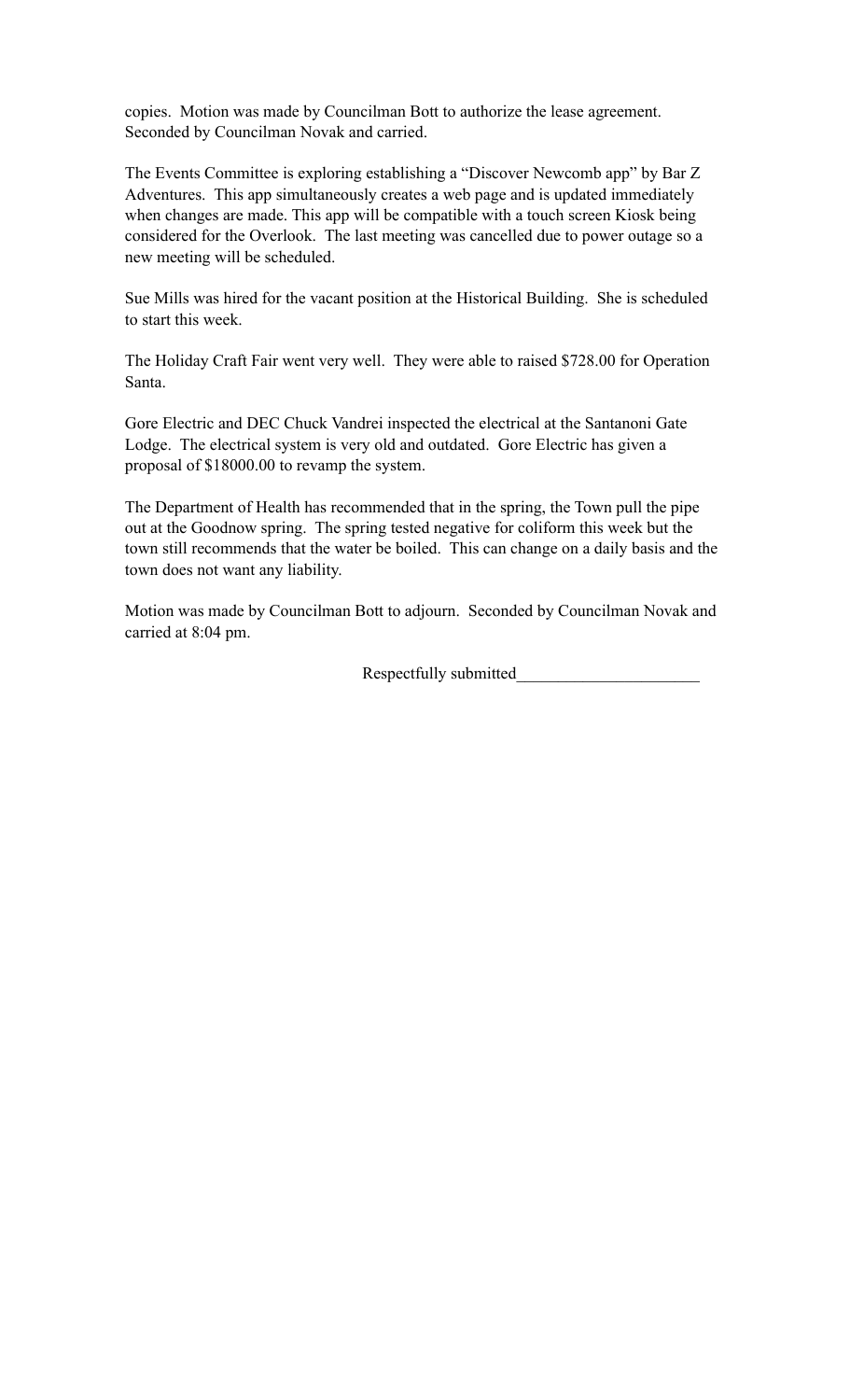copies. Motion was made by Councilman Bott to authorize the lease agreement. Seconded by Councilman Novak and carried.

The Events Committee is exploring establishing a "Discover Newcomb app" by Bar Z Adventures. This app simultaneously creates a web page and is updated immediately when changes are made. This app will be compatible with a touch screen Kiosk being considered for the Overlook. The last meeting was cancelled due to power outage so a new meeting will be scheduled.

Sue Mills was hired for the vacant position at the Historical Building. She is scheduled to start this week.

The Holiday Craft Fair went very well. They were able to raised $728.00 for Operation Santa.

Gore Electric and DEC Chuck Vandrei inspected the electrical at the Santanoni Gate Lodge. The electrical system is very old and outdated. Gore Electric has given a proposal of $18000.00 to revamp the system.

The Department of Health has recommended that in the spring, the Town pull the pipe out at the Goodnow spring. The spring tested negative for coliform this week but the town still recommends that the water be boiled. This can change on a daily basis and the town does not want any liability.

Motion was made by Councilman Bott to adjourn. Seconded by Councilman Novak and carried at 8:04 pm.

Respectfully submitted______________________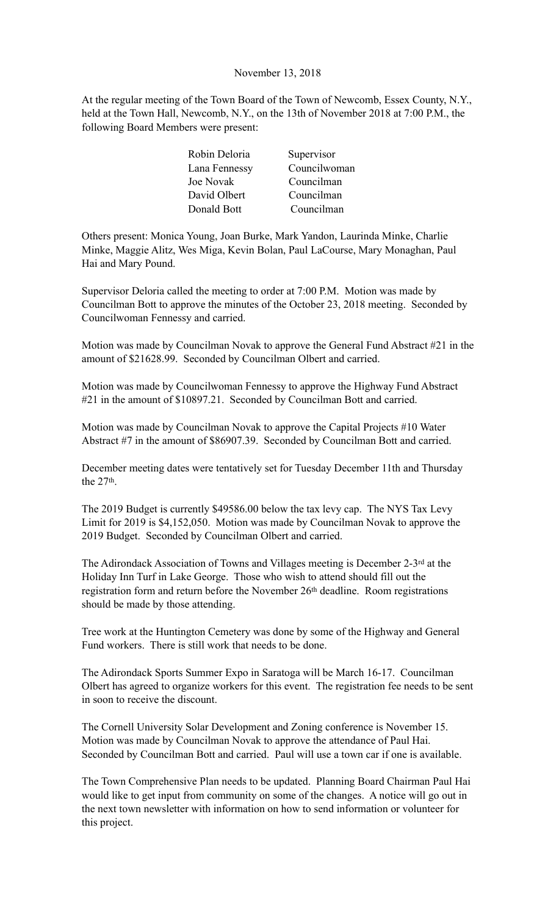November 13, 2018

At the regular meeting of the Town Board of the Town of Newcomb, Essex County, N.Y., held at the Town Hall, Newcomb, N.Y., on the 13th of November 2018 at 7:00 P.M., the following Board Members were present:

| | |
|---|---|
| Robin Deloria | Supervisor |
| Lana Fennessy | Councilwoman |
| Joe Novak | Councilman |
| David Olbert | Councilman |
| Donald Bott | Councilman |

Others present: Monica Young, Joan Burke, Mark Yandon, Laurinda Minke, Charlie Minke, Maggie Alitz, Wes Miga, Kevin Bolan, Paul LaCourse, Mary Monaghan, Paul Hai and Mary Pound.

Supervisor Deloria called the meeting to order at 7:00 P.M. Motion was made by Councilman Bott to approve the minutes of the October 23, 2018 meeting. Seconded by Councilwoman Fennessy and carried.

Motion was made by Councilman Novak to approve the General Fund Abstract #21 in the amount of $21628.99. Seconded by Councilman Olbert and carried.

Motion was made by Councilwoman Fennessy to approve the Highway Fund Abstract #21 in the amount of $10897.21. Seconded by Councilman Bott and carried.

Motion was made by Councilman Novak to approve the Capital Projects #10 Water Abstract #7 in the amount of $86907.39. Seconded by Councilman Bott and carried.

December meeting dates were tentatively set for Tuesday December 11th and Thursday the 27th.

The 2019 Budget is currently $49586.00 below the tax levy cap. The NYS Tax Levy Limit for 2019 is $4,152,050. Motion was made by Councilman Novak to approve the 2019 Budget. Seconded by Councilman Olbert and carried.

The Adirondack Association of Towns and Villages meeting is December 2-3rd at the Holiday Inn Turf in Lake George. Those who wish to attend should fill out the registration form and return before the November 26th deadline. Room registrations should be made by those attending.

Tree work at the Huntington Cemetery was done by some of the Highway and General Fund workers. There is still work that needs to be done.

The Adirondack Sports Summer Expo in Saratoga will be March 16-17. Councilman Olbert has agreed to organize workers for this event. The registration fee needs to be sent in soon to receive the discount.

The Cornell University Solar Development and Zoning conference is November 15. Motion was made by Councilman Novak to approve the attendance of Paul Hai. Seconded by Councilman Bott and carried. Paul will use a town car if one is available.

The Town Comprehensive Plan needs to be updated. Planning Board Chairman Paul Hai would like to get input from community on some of the changes. A notice will go out in the next town newsletter with information on how to send information or volunteer for this project.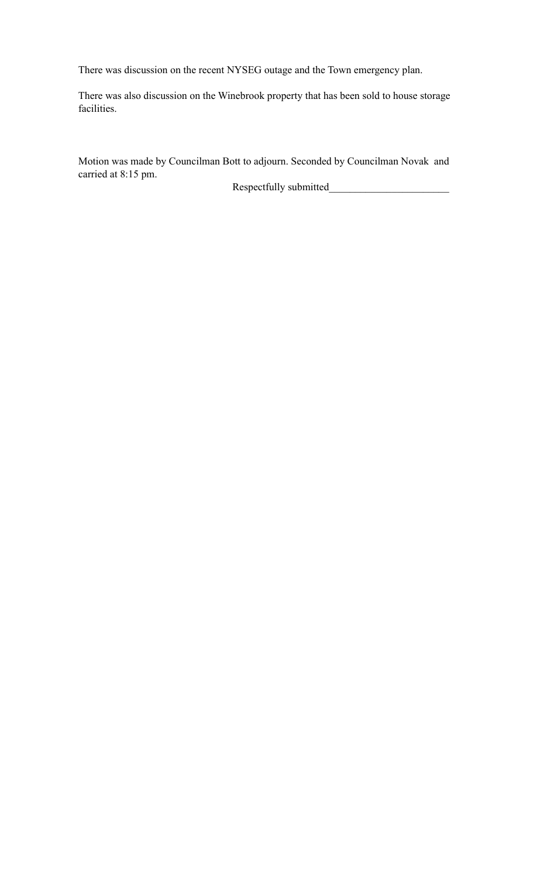There was discussion on the recent NYSEG outage and the Town emergency plan.

There was also discussion on the Winebrook property that has been sold to house storage facilities.

Motion was made by Councilman Bott to adjourn. Seconded by Councilman Novak and carried at 8:15 pm.

Respectfully submitted_______________________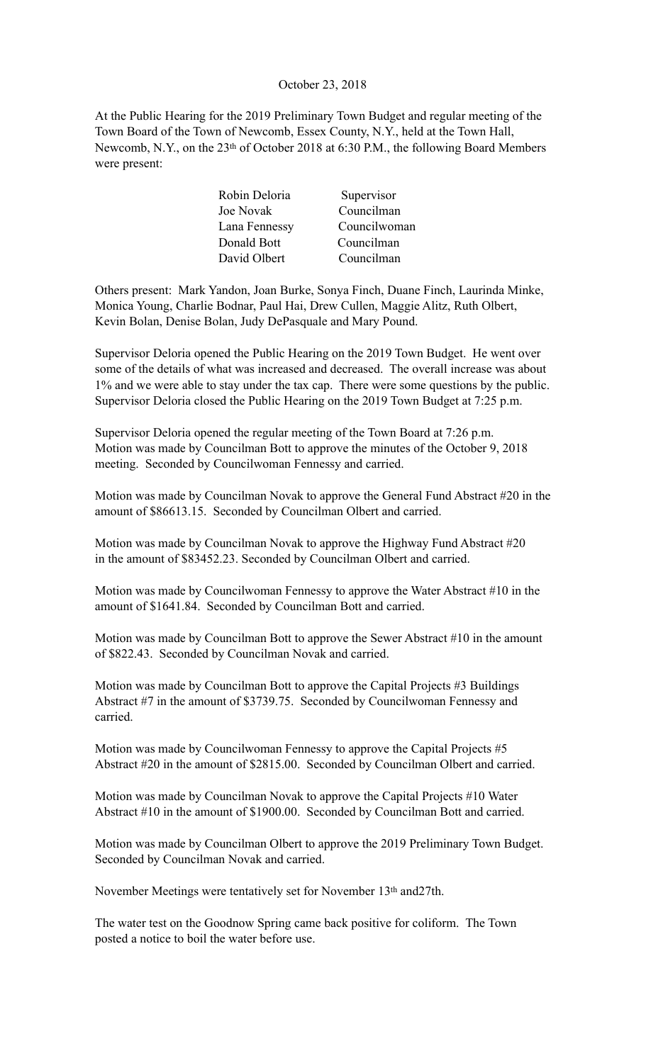October 23, 2018

At the Public Hearing for the 2019 Preliminary Town Budget and regular meeting of the Town Board of the Town of Newcomb, Essex County, N.Y., held at the Town Hall, Newcomb, N.Y., on the 23th of October 2018 at 6:30 P.M., the following Board Members were present:

| | |
|---|---|
| Robin Deloria | Supervisor |
| Joe Novak | Councilman |
| Lana Fennessy | Councilwoman |
| Donald Bott | Councilman |
| David Olbert | Councilman |

Others present: Mark Yandon, Joan Burke, Sonya Finch, Duane Finch, Laurinda Minke, Monica Young, Charlie Bodnar, Paul Hai, Drew Cullen, Maggie Alitz, Ruth Olbert, Kevin Bolan, Denise Bolan, Judy DePasquale and Mary Pound.

Supervisor Deloria opened the Public Hearing on the 2019 Town Budget. He went over some of the details of what was increased and decreased. The overall increase was about 1% and we were able to stay under the tax cap. There were some questions by the public. Supervisor Deloria closed the Public Hearing on the 2019 Town Budget at 7:25 p.m.

Supervisor Deloria opened the regular meeting of the Town Board at 7:26 p.m. Motion was made by Councilman Bott to approve the minutes of the October 9, 2018 meeting. Seconded by Councilwoman Fennessy and carried.

Motion was made by Councilman Novak to approve the General Fund Abstract #20 in the amount of $86613.15. Seconded by Councilman Olbert and carried.

Motion was made by Councilman Novak to approve the Highway Fund Abstract #20 in the amount of $83452.23. Seconded by Councilman Olbert and carried.

Motion was made by Councilwoman Fennessy to approve the Water Abstract #10 in the amount of $1641.84. Seconded by Councilman Bott and carried.

Motion was made by Councilman Bott to approve the Sewer Abstract #10 in the amount of $822.43. Seconded by Councilman Novak and carried.

Motion was made by Councilman Bott to approve the Capital Projects #3 Buildings Abstract #7 in the amount of $3739.75. Seconded by Councilwoman Fennessy and carried.

Motion was made by Councilwoman Fennessy to approve the Capital Projects #5 Abstract #20 in the amount of $2815.00. Seconded by Councilman Olbert and carried.

Motion was made by Councilman Novak to approve the Capital Projects #10 Water Abstract #10 in the amount of $1900.00. Seconded by Councilman Bott and carried.

Motion was made by Councilman Olbert to approve the 2019 Preliminary Town Budget. Seconded by Councilman Novak and carried.

November Meetings were tentatively set for November 13th and27th.

The water test on the Goodnow Spring came back positive for coliform. The Town posted a notice to boil the water before use.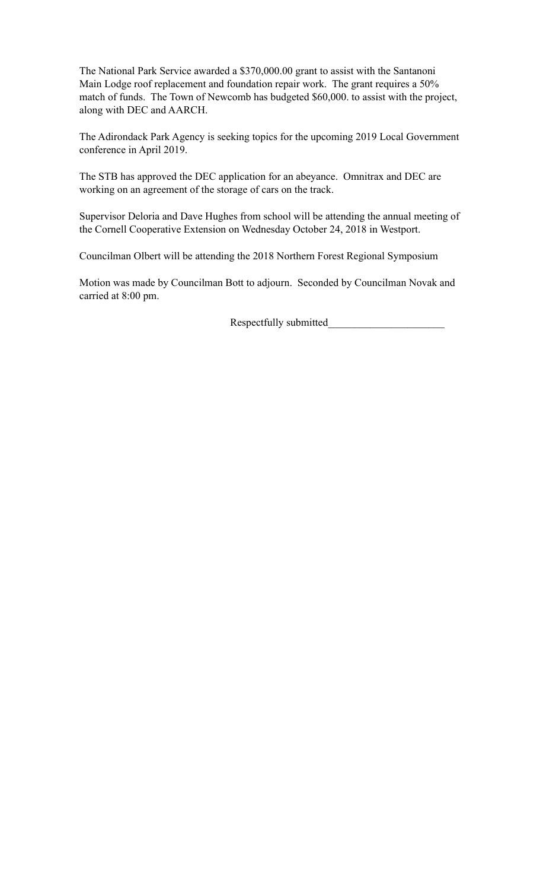The National Park Service awarded a $370,000.00 grant to assist with the Santanoni Main Lodge roof replacement and foundation repair work. The grant requires a 50% match of funds. The Town of Newcomb has budgeted $60,000. to assist with the project, along with DEC and AARCH.

The Adirondack Park Agency is seeking topics for the upcoming 2019 Local Government conference in April 2019.

The STB has approved the DEC application for an abeyance. Omnitrax and DEC are working on an agreement of the storage of cars on the track.

Supervisor Deloria and Dave Hughes from school will be attending the annual meeting of the Cornell Cooperative Extension on Wednesday October 24, 2018 in Westport.

Councilman Olbert will be attending the 2018 Northern Forest Regional Symposium

Motion was made by Councilman Bott to adjourn. Seconded by Councilman Novak and carried at 8:00 pm.

Respectfully submitted_____________________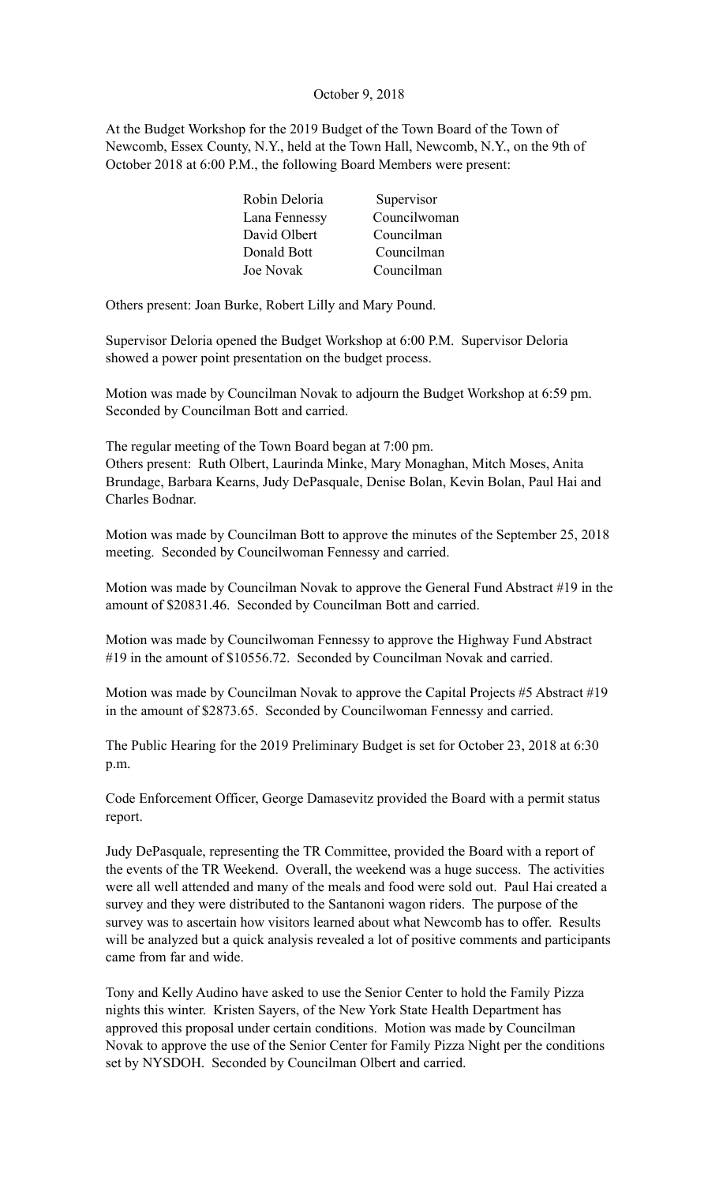October 9, 2018

At the Budget Workshop for the 2019 Budget of the Town Board of the Town of Newcomb, Essex County, N.Y., held at the Town Hall, Newcomb, N.Y., on the 9th of October 2018 at 6:00 P.M., the following Board Members were present:

| | |
|---|---|
| Robin Deloria | Supervisor |
| Lana Fennessy | Councilwoman |
| David Olbert | Councilman |
| Donald Bott | Councilman |
| Joe Novak | Councilman |

Others present: Joan Burke, Robert Lilly and Mary Pound.

Supervisor Deloria opened the Budget Workshop at 6:00 P.M. Supervisor Deloria showed a power point presentation on the budget process.

Motion was made by Councilman Novak to adjourn the Budget Workshop at 6:59 pm. Seconded by Councilman Bott and carried.

The regular meeting of the Town Board began at 7:00 pm.
Others present: Ruth Olbert, Laurinda Minke, Mary Monaghan, Mitch Moses, Anita Brundage, Barbara Kearns, Judy DePasquale, Denise Bolan, Kevin Bolan, Paul Hai and Charles Bodnar.

Motion was made by Councilman Bott to approve the minutes of the September 25, 2018 meeting. Seconded by Councilwoman Fennessy and carried.

Motion was made by Councilman Novak to approve the General Fund Abstract #19 in the amount of $20831.46. Seconded by Councilman Bott and carried.

Motion was made by Councilwoman Fennessy to approve the Highway Fund Abstract #19 in the amount of $10556.72. Seconded by Councilman Novak and carried.

Motion was made by Councilman Novak to approve the Capital Projects #5 Abstract #19 in the amount of $2873.65. Seconded by Councilwoman Fennessy and carried.

The Public Hearing for the 2019 Preliminary Budget is set for October 23, 2018 at 6:30 p.m.

Code Enforcement Officer, George Damasevitz provided the Board with a permit status report.

Judy DePasquale, representing the TR Committee, provided the Board with a report of the events of the TR Weekend. Overall, the weekend was a huge success. The activities were all well attended and many of the meals and food were sold out. Paul Hai created a survey and they were distributed to the Santanoni wagon riders. The purpose of the survey was to ascertain how visitors learned about what Newcomb has to offer. Results will be analyzed but a quick analysis revealed a lot of positive comments and participants came from far and wide.

Tony and Kelly Audino have asked to use the Senior Center to hold the Family Pizza nights this winter. Kristen Sayers, of the New York State Health Department has approved this proposal under certain conditions. Motion was made by Councilman Novak to approve the use of the Senior Center for Family Pizza Night per the conditions set by NYSDOH. Seconded by Councilman Olbert and carried.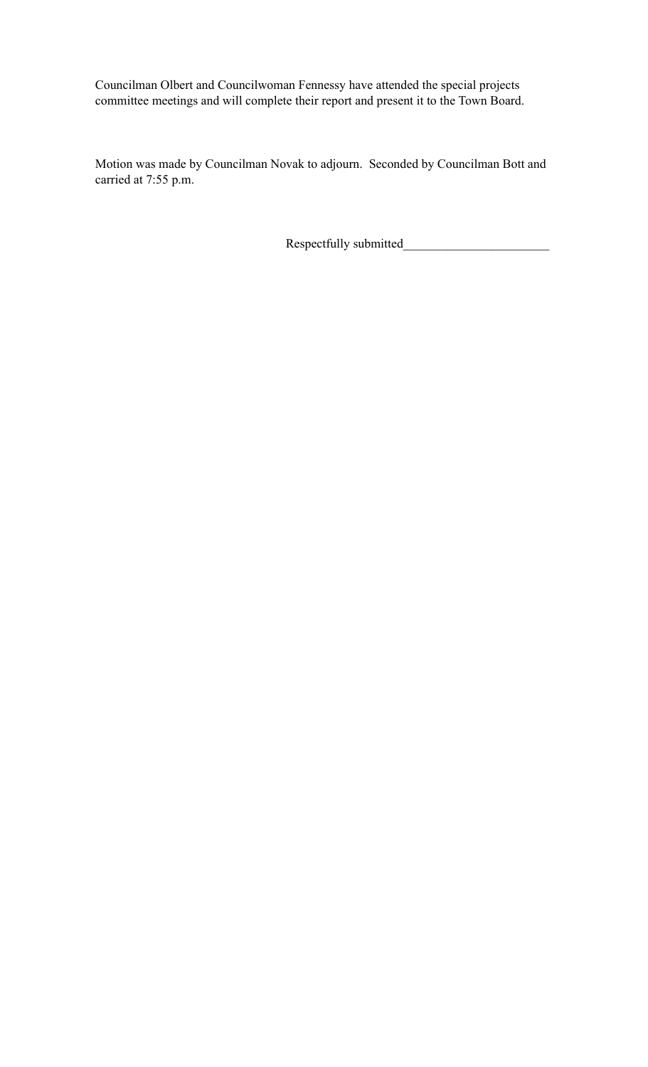Councilman Olbert and Councilwoman Fennessy have attended the special projects committee meetings and will complete their report and present it to the Town Board.

Motion was made by Councilman Novak to adjourn. Seconded by Councilman Bott and carried at 7:55 p.m.

Respectfully submitted_______________________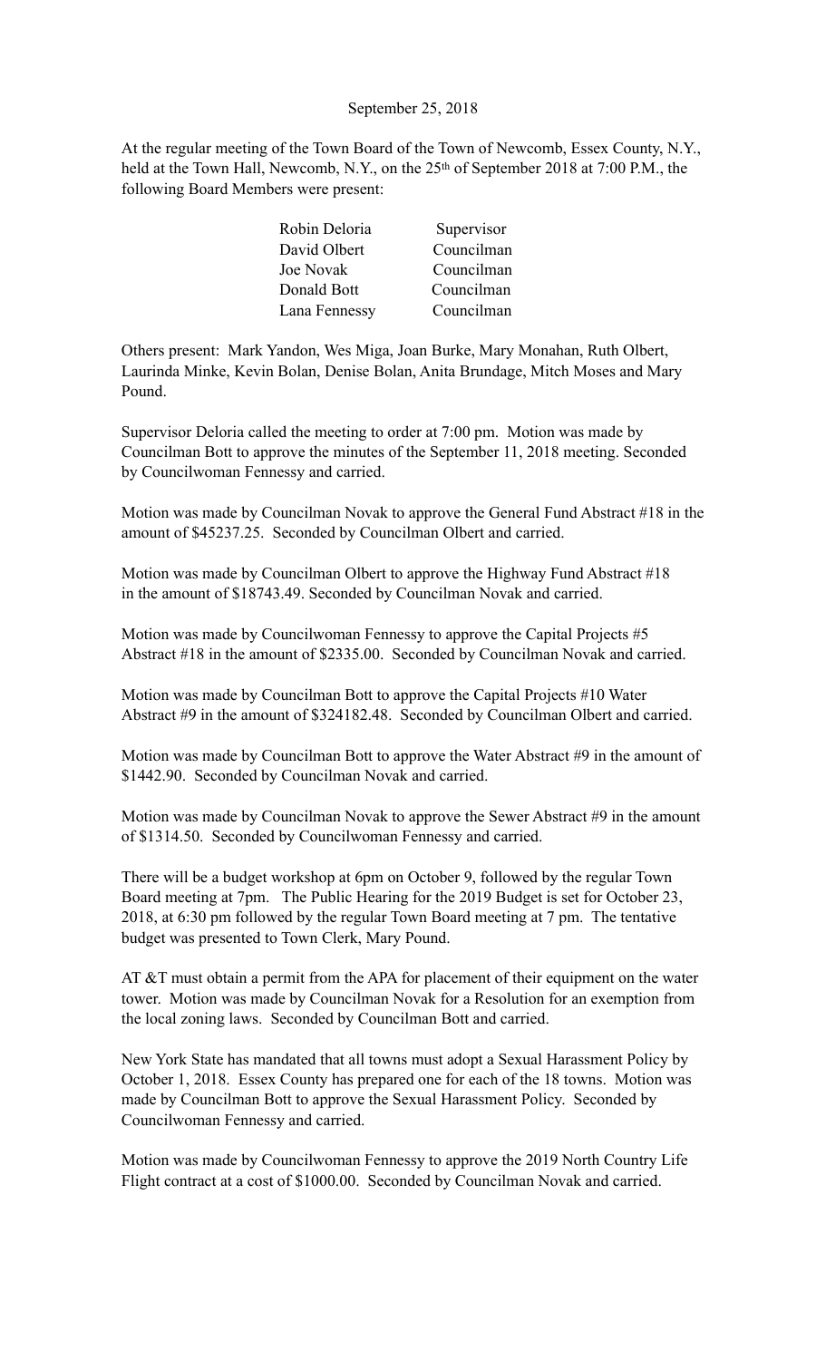September 25, 2018

At the regular meeting of the Town Board of the Town of Newcomb, Essex County, N.Y., held at the Town Hall, Newcomb, N.Y., on the 25th of September 2018 at 7:00 P.M., the following Board Members were present:

| | |
|---|---|
| Robin Deloria | Supervisor |
| David Olbert | Councilman |
| Joe Novak | Councilman |
| Donald Bott | Councilman |
| Lana Fennessy | Councilman |

Others present: Mark Yandon, Wes Miga, Joan Burke, Mary Monahan, Ruth Olbert, Laurinda Minke, Kevin Bolan, Denise Bolan, Anita Brundage, Mitch Moses and Mary Pound.

Supervisor Deloria called the meeting to order at 7:00 pm. Motion was made by Councilman Bott to approve the minutes of the September 11, 2018 meeting. Seconded by Councilwoman Fennessy and carried.

Motion was made by Councilman Novak to approve the General Fund Abstract #18 in the amount of $45237.25. Seconded by Councilman Olbert and carried.

Motion was made by Councilman Olbert to approve the Highway Fund Abstract #18 in the amount of $18743.49. Seconded by Councilman Novak and carried.

Motion was made by Councilwoman Fennessy to approve the Capital Projects #5 Abstract #18 in the amount of $2335.00. Seconded by Councilman Novak and carried.

Motion was made by Councilman Bott to approve the Capital Projects #10 Water Abstract #9 in the amount of $324182.48. Seconded by Councilman Olbert and carried.

Motion was made by Councilman Bott to approve the Water Abstract #9 in the amount of $1442.90. Seconded by Councilman Novak and carried.

Motion was made by Councilman Novak to approve the Sewer Abstract #9 in the amount of $1314.50. Seconded by Councilwoman Fennessy and carried.

There will be a budget workshop at 6pm on October 9, followed by the regular Town Board meeting at 7pm. The Public Hearing for the 2019 Budget is set for October 23, 2018, at 6:30 pm followed by the regular Town Board meeting at 7 pm. The tentative budget was presented to Town Clerk, Mary Pound.

AT &T must obtain a permit from the APA for placement of their equipment on the water tower. Motion was made by Councilman Novak for a Resolution for an exemption from the local zoning laws. Seconded by Councilman Bott and carried.

New York State has mandated that all towns must adopt a Sexual Harassment Policy by October 1, 2018. Essex County has prepared one for each of the 18 towns. Motion was made by Councilman Bott to approve the Sexual Harassment Policy. Seconded by Councilwoman Fennessy and carried.

Motion was made by Councilwoman Fennessy to approve the 2019 North Country Life Flight contract at a cost of $1000.00. Seconded by Councilman Novak and carried.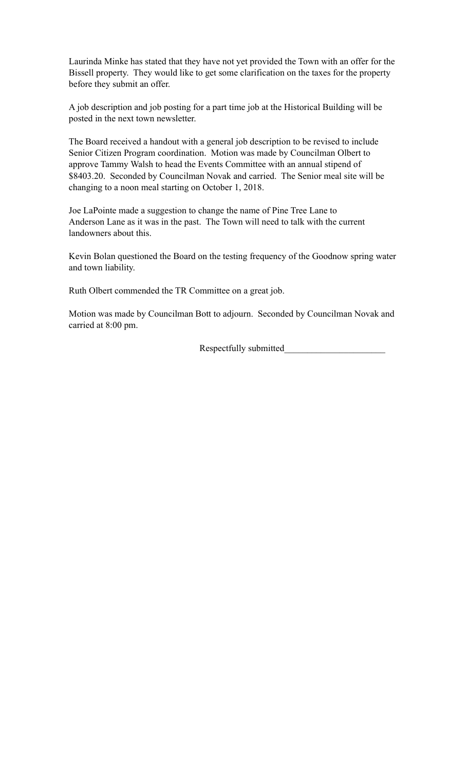Laurinda Minke has stated that they have not yet provided the Town with an offer for the Bissell property. They would like to get some clarification on the taxes for the property before they submit an offer.

A job description and job posting for a part time job at the Historical Building will be posted in the next town newsletter.

The Board received a handout with a general job description to be revised to include Senior Citizen Program coordination. Motion was made by Councilman Olbert to approve Tammy Walsh to head the Events Committee with an annual stipend of $8403.20. Seconded by Councilman Novak and carried. The Senior meal site will be changing to a noon meal starting on October 1, 2018.

Joe LaPointe made a suggestion to change the name of Pine Tree Lane to Anderson Lane as it was in the past. The Town will need to talk with the current landowners about this.

Kevin Bolan questioned the Board on the testing frequency of the Goodnow spring water and town liability.

Ruth Olbert commended the TR Committee on a great job.

Motion was made by Councilman Bott to adjourn. Seconded by Councilman Novak and carried at 8:00 pm.

Respectfully submitted______________________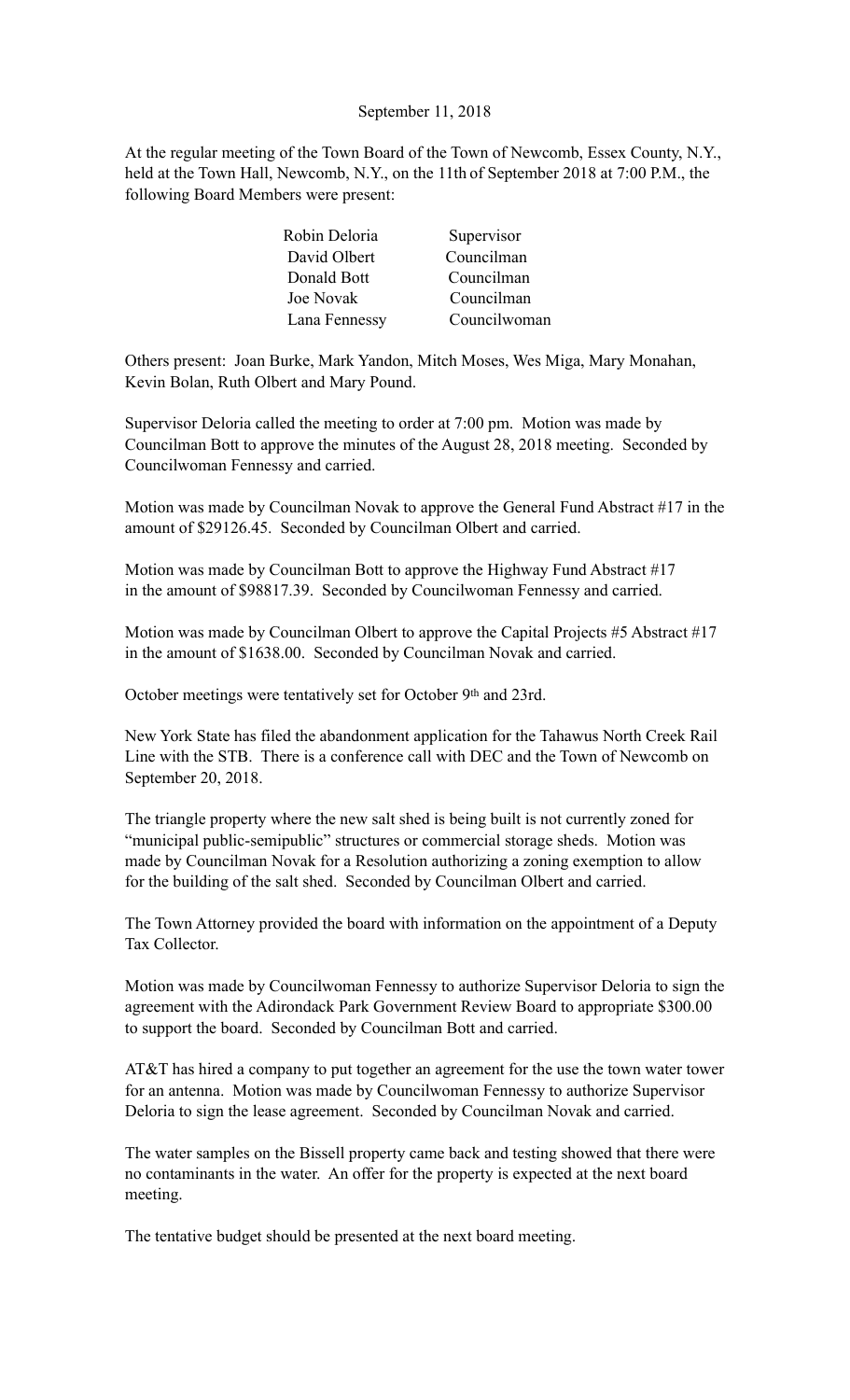September 11, 2018

At the regular meeting of the Town Board of the Town of Newcomb, Essex County, N.Y., held at the Town Hall, Newcomb, N.Y., on the 11th of September 2018 at 7:00 P.M., the following Board Members were present:

| | |
|---|---|
| Robin Deloria | Supervisor |
| David Olbert | Councilman |
| Donald Bott | Councilman |
| Joe Novak | Councilman |
| Lana Fennessy | Councilwoman |

Others present: Joan Burke, Mark Yandon, Mitch Moses, Wes Miga, Mary Monahan, Kevin Bolan, Ruth Olbert and Mary Pound.

Supervisor Deloria called the meeting to order at 7:00 pm. Motion was made by Councilman Bott to approve the minutes of the August 28, 2018 meeting. Seconded by Councilwoman Fennessy and carried.

Motion was made by Councilman Novak to approve the General Fund Abstract #17 in the amount of $29126.45. Seconded by Councilman Olbert and carried.

Motion was made by Councilman Bott to approve the Highway Fund Abstract #17 in the amount of $98817.39. Seconded by Councilwoman Fennessy and carried.

Motion was made by Councilman Olbert to approve the Capital Projects #5 Abstract #17 in the amount of $1638.00. Seconded by Councilman Novak and carried.

October meetings were tentatively set for October 9th and 23rd.

New York State has filed the abandonment application for the Tahawus North Creek Rail Line with the STB. There is a conference call with DEC and the Town of Newcomb on September 20, 2018.

The triangle property where the new salt shed is being built is not currently zoned for "municipal public-semipublic" structures or commercial storage sheds. Motion was made by Councilman Novak for a Resolution authorizing a zoning exemption to allow for the building of the salt shed. Seconded by Councilman Olbert and carried.

The Town Attorney provided the board with information on the appointment of a Deputy Tax Collector.

Motion was made by Councilwoman Fennessy to authorize Supervisor Deloria to sign the agreement with the Adirondack Park Government Review Board to appropriate $300.00 to support the board. Seconded by Councilman Bott and carried.

AT&T has hired a company to put together an agreement for the use the town water tower for an antenna. Motion was made by Councilwoman Fennessy to authorize Supervisor Deloria to sign the lease agreement. Seconded by Councilman Novak and carried.

The water samples on the Bissell property came back and testing showed that there were no contaminants in the water. An offer for the property is expected at the next board meeting.

The tentative budget should be presented at the next board meeting.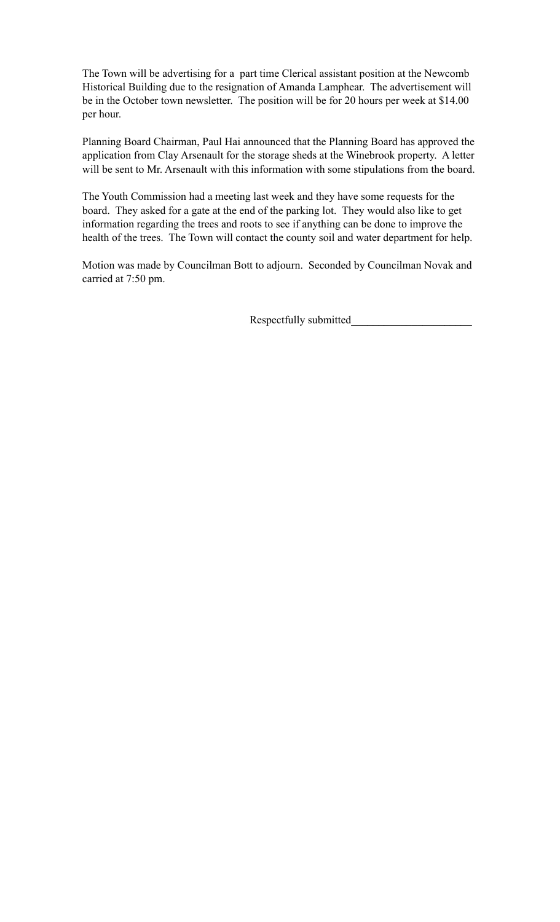The Town will be advertising for a part time Clerical assistant position at the Newcomb Historical Building due to the resignation of Amanda Lamphear. The advertisement will be in the October town newsletter. The position will be for 20 hours per week at $14.00 per hour.

Planning Board Chairman, Paul Hai announced that the Planning Board has approved the application from Clay Arsenault for the storage sheds at the Winebrook property. A letter will be sent to Mr. Arsenault with this information with some stipulations from the board.

The Youth Commission had a meeting last week and they have some requests for the board. They asked for a gate at the end of the parking lot. They would also like to get information regarding the trees and roots to see if anything can be done to improve the health of the trees. The Town will contact the county soil and water department for help.

Motion was made by Councilman Bott to adjourn. Seconded by Councilman Novak and carried at 7:50 pm.

Respectfully submitted_____________________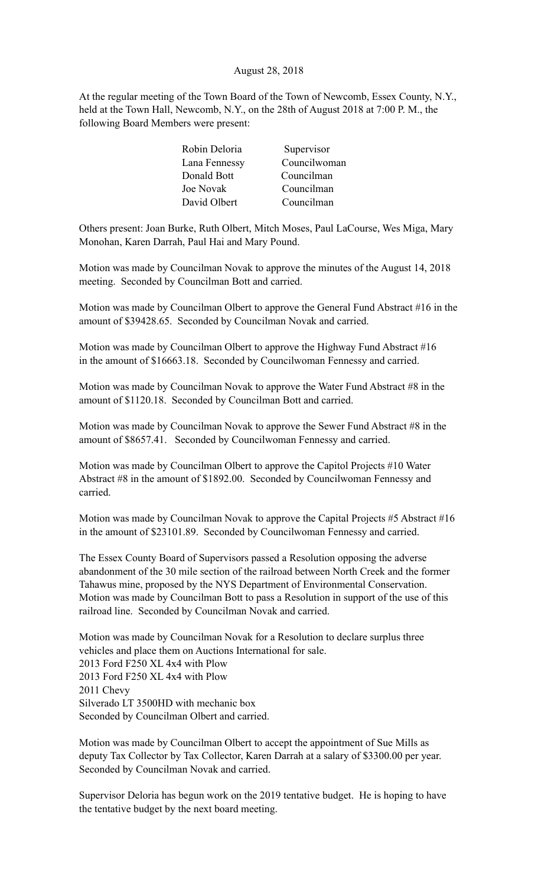August 28, 2018

At the regular meeting of the Town Board of the Town of Newcomb, Essex County, N.Y., held at the Town Hall, Newcomb, N.Y., on the 28th of August 2018 at 7:00 P. M., the following Board Members were present:

| | |
|---|---|
| Robin Deloria | Supervisor |
| Lana Fennessy | Councilwoman |
| Donald Bott | Councilman |
| Joe Novak | Councilman |
| David Olbert | Councilman |

Others present: Joan Burke, Ruth Olbert, Mitch Moses, Paul LaCourse, Wes Miga, Mary Monohan, Karen Darrah, Paul Hai and Mary Pound.

Motion was made by Councilman Novak to approve the minutes of the August 14, 2018 meeting. Seconded by Councilman Bott and carried.

Motion was made by Councilman Olbert to approve the General Fund Abstract #16 in the amount of $39428.65. Seconded by Councilman Novak and carried.

Motion was made by Councilman Olbert to approve the Highway Fund Abstract #16 in the amount of $16663.18. Seconded by Councilwoman Fennessy and carried.

Motion was made by Councilman Novak to approve the Water Fund Abstract #8 in the amount of $1120.18. Seconded by Councilman Bott and carried.

Motion was made by Councilman Novak to approve the Sewer Fund Abstract #8 in the amount of $8657.41. Seconded by Councilwoman Fennessy and carried.

Motion was made by Councilman Olbert to approve the Capitol Projects #10 Water Abstract #8 in the amount of $1892.00. Seconded by Councilwoman Fennessy and carried.

Motion was made by Councilman Novak to approve the Capital Projects #5 Abstract #16 in the amount of $23101.89. Seconded by Councilwoman Fennessy and carried.

The Essex County Board of Supervisors passed a Resolution opposing the adverse abandonment of the 30 mile section of the railroad between North Creek and the former Tahawus mine, proposed by the NYS Department of Environmental Conservation. Motion was made by Councilman Bott to pass a Resolution in support of the use of this railroad line. Seconded by Councilman Novak and carried.

Motion was made by Councilman Novak for a Resolution to declare surplus three vehicles and place them on Auctions International for sale.
2013 Ford F250 XL 4x4 with Plow
2013 Ford F250 XL 4x4 with Plow
2011 Chevy
Silverado LT 3500HD with mechanic box
Seconded by Councilman Olbert and carried.

Motion was made by Councilman Olbert to accept the appointment of Sue Mills as deputy Tax Collector by Tax Collector, Karen Darrah at a salary of $3300.00 per year. Seconded by Councilman Novak and carried.

Supervisor Deloria has begun work on the 2019 tentative budget. He is hoping to have the tentative budget by the next board meeting.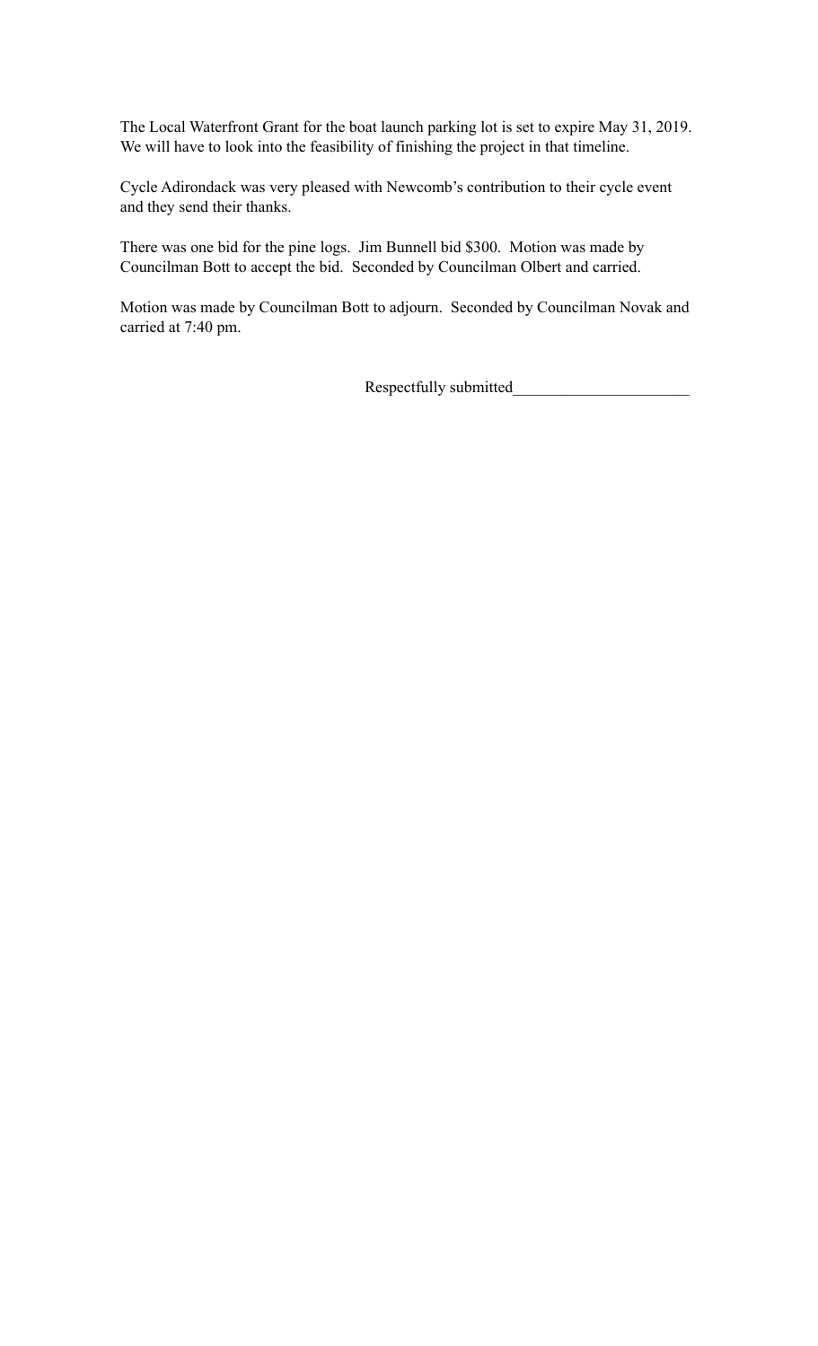The Local Waterfront Grant for the boat launch parking lot is set to expire May 31, 2019. We will have to look into the feasibility of finishing the project in that timeline.

Cycle Adirondack was very pleased with Newcomb's contribution to their cycle event and they send their thanks.

There was one bid for the pine logs. Jim Bunnell bid $300. Motion was made by Councilman Bott to accept the bid. Seconded by Councilman Olbert and carried.

Motion was made by Councilman Bott to adjourn. Seconded by Councilman Novak and carried at 7:40 pm.

Respectfully submitted______________________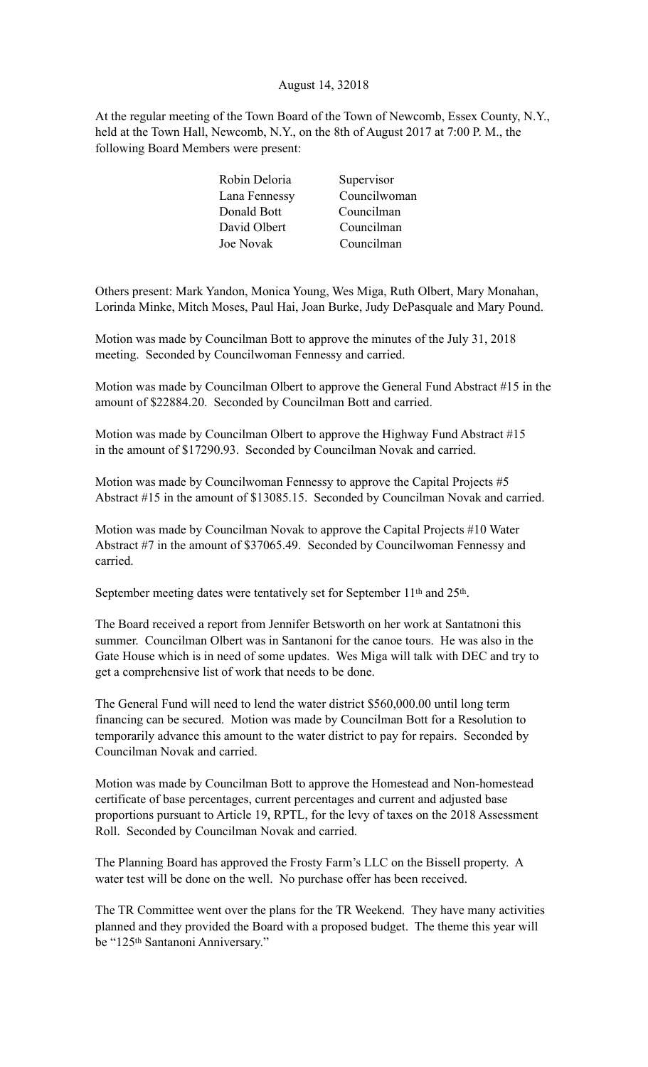August 14, 32018

At the regular meeting of the Town Board of the Town of Newcomb, Essex County, N.Y., held at the Town Hall, Newcomb, N.Y., on the 8th of August 2017 at 7:00 P. M., the following Board Members were present:

| | |
|---|---|
| Robin Deloria | Supervisor |
| Lana Fennessy | Councilwoman |
| Donald Bott | Councilman |
| David Olbert | Councilman |
| Joe Novak | Councilman |

Others present: Mark Yandon, Monica Young, Wes Miga, Ruth Olbert, Mary Monahan, Lorinda Minke, Mitch Moses, Paul Hai, Joan Burke, Judy DePasquale and Mary Pound.

Motion was made by Councilman Bott to approve the minutes of the July 31, 2018 meeting. Seconded by Councilwoman Fennessy and carried.

Motion was made by Councilman Olbert to approve the General Fund Abstract #15 in the amount of $22884.20. Seconded by Councilman Bott and carried.

Motion was made by Councilman Olbert to approve the Highway Fund Abstract #15 in the amount of $17290.93. Seconded by Councilman Novak and carried.

Motion was made by Councilwoman Fennessy to approve the Capital Projects #5 Abstract #15 in the amount of $13085.15. Seconded by Councilman Novak and carried.

Motion was made by Councilman Novak to approve the Capital Projects #10 Water Abstract #7 in the amount of $37065.49. Seconded by Councilwoman Fennessy and carried.

September meeting dates were tentatively set for September 11th and 25th.

The Board received a report from Jennifer Betsworth on her work at Santatnoni this summer. Councilman Olbert was in Santanoni for the canoe tours. He was also in the Gate House which is in need of some updates. Wes Miga will talk with DEC and try to get a comprehensive list of work that needs to be done.

The General Fund will need to lend the water district $560,000.00 until long term financing can be secured. Motion was made by Councilman Bott for a Resolution to temporarily advance this amount to the water district to pay for repairs. Seconded by Councilman Novak and carried.

Motion was made by Councilman Bott to approve the Homestead and Non-homestead certificate of base percentages, current percentages and current and adjusted base proportions pursuant to Article 19, RPTL, for the levy of taxes on the 2018 Assessment Roll. Seconded by Councilman Novak and carried.

The Planning Board has approved the Frosty Farm's LLC on the Bissell property. A water test will be done on the well. No purchase offer has been received.

The TR Committee went over the plans for the TR Weekend. They have many activities planned and they provided the Board with a proposed budget. The theme this year will be "125th Santanoni Anniversary."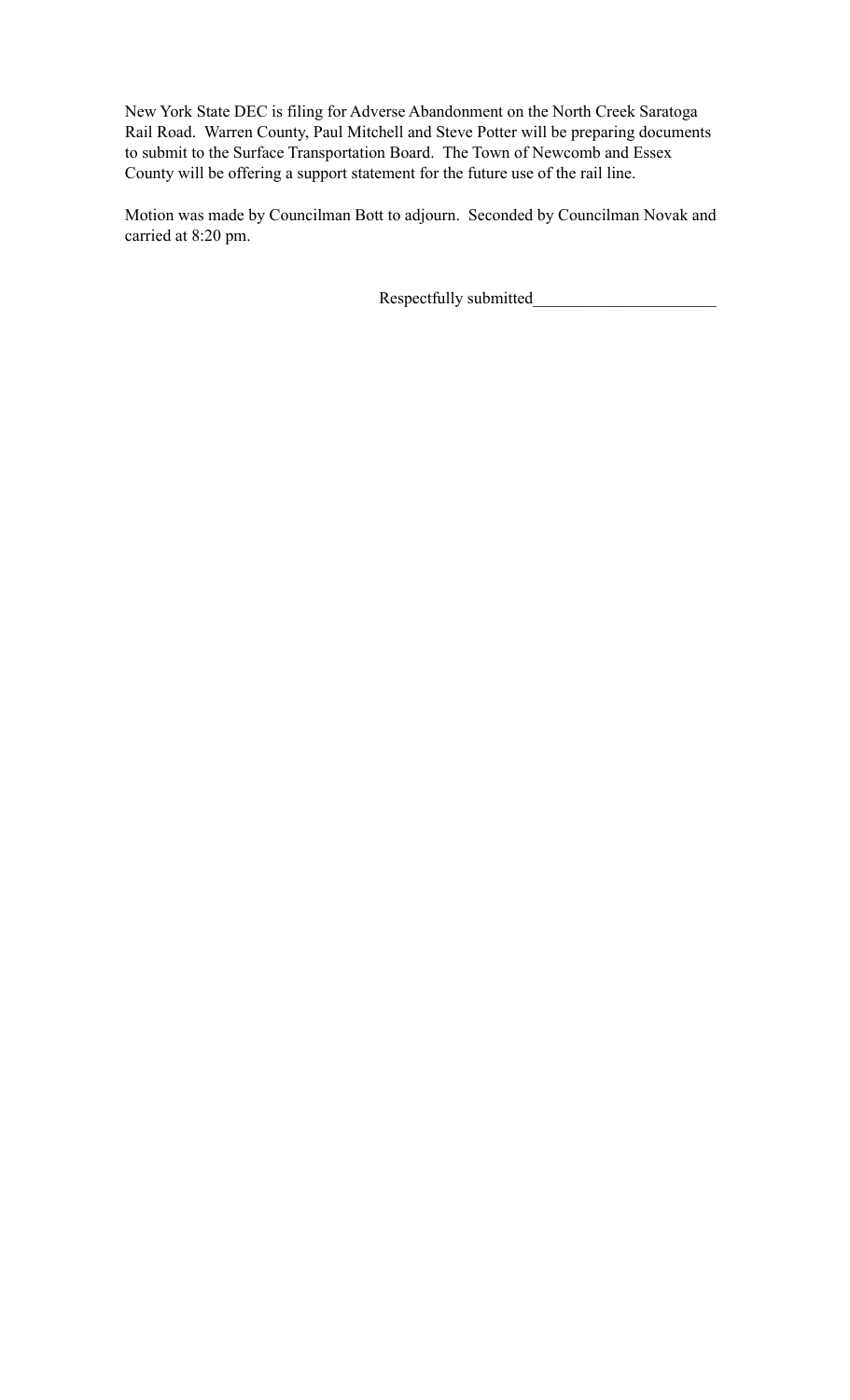New York State DEC is filing for Adverse Abandonment on the North Creek Saratoga Rail Road. Warren County, Paul Mitchell and Steve Potter will be preparing documents to submit to the Surface Transportation Board. The Town of Newcomb and Essex County will be offering a support statement for the future use of the rail line.

Motion was made by Councilman Bott to adjourn. Seconded by Councilman Novak and carried at 8:20 pm.

Respectfully submitted_____________________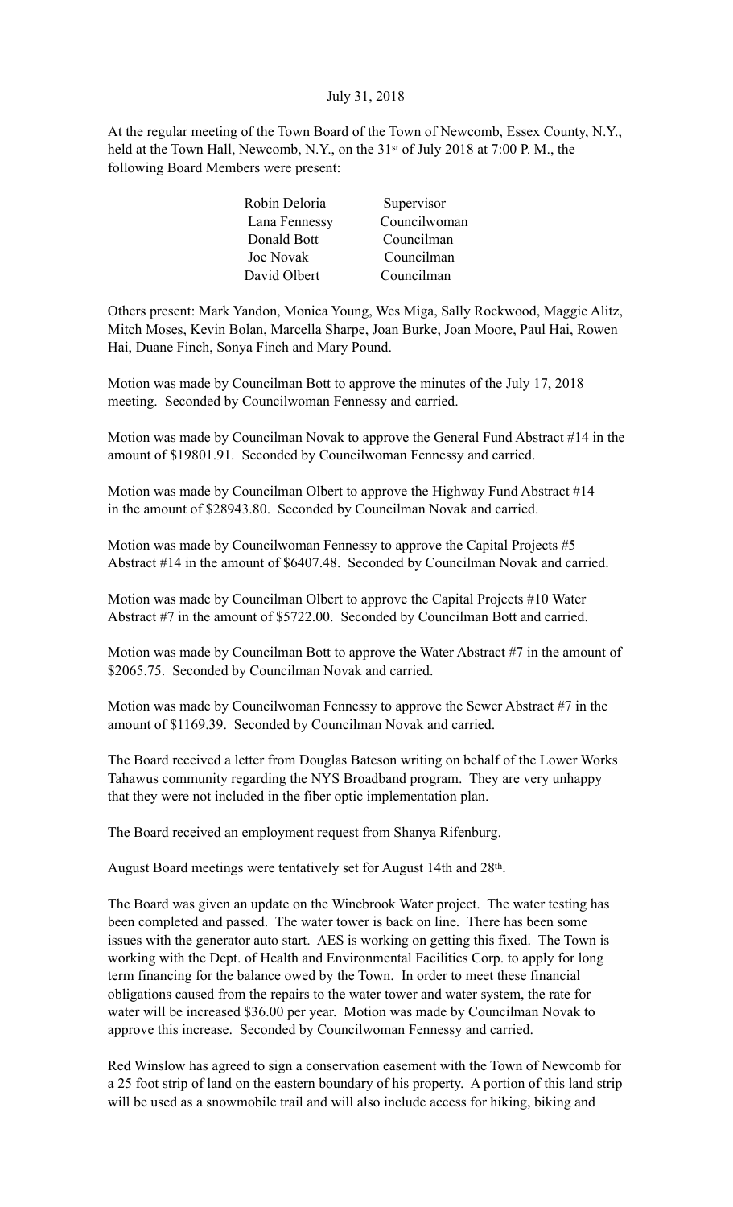July 31, 2018

At the regular meeting of the Town Board of the Town of Newcomb, Essex County, N.Y., held at the Town Hall, Newcomb, N.Y., on the 31st of July 2018 at 7:00 P. M., the following Board Members were present:

| | |
|---|---|
| Robin Deloria | Supervisor |
| Lana Fennessy | Councilwoman |
| Donald Bott | Councilman |
| Joe Novak | Councilman |
| David Olbert | Councilman |

Others present: Mark Yandon, Monica Young, Wes Miga, Sally Rockwood, Maggie Alitz, Mitch Moses, Kevin Bolan, Marcella Sharpe, Joan Burke, Joan Moore, Paul Hai, Rowen Hai, Duane Finch, Sonya Finch and Mary Pound.

Motion was made by Councilman Bott to approve the minutes of the July 17, 2018 meeting. Seconded by Councilwoman Fennessy and carried.

Motion was made by Councilman Novak to approve the General Fund Abstract #14 in the amount of $19801.91. Seconded by Councilwoman Fennessy and carried.

Motion was made by Councilman Olbert to approve the Highway Fund Abstract #14 in the amount of $28943.80. Seconded by Councilman Novak and carried.

Motion was made by Councilwoman Fennessy to approve the Capital Projects #5 Abstract #14 in the amount of $6407.48. Seconded by Councilman Novak and carried.

Motion was made by Councilman Olbert to approve the Capital Projects #10 Water Abstract #7 in the amount of $5722.00. Seconded by Councilman Bott and carried.

Motion was made by Councilman Bott to approve the Water Abstract #7 in the amount of $2065.75. Seconded by Councilman Novak and carried.

Motion was made by Councilwoman Fennessy to approve the Sewer Abstract #7 in the amount of $1169.39. Seconded by Councilman Novak and carried.

The Board received a letter from Douglas Bateson writing on behalf of the Lower Works Tahawus community regarding the NYS Broadband program. They are very unhappy that they were not included in the fiber optic implementation plan.

The Board received an employment request from Shanya Rifenburg.

August Board meetings were tentatively set for August 14th and 28th.

The Board was given an update on the Winebrook Water project. The water testing has been completed and passed. The water tower is back on line. There has been some issues with the generator auto start. AES is working on getting this fixed. The Town is working with the Dept. of Health and Environmental Facilities Corp. to apply for long term financing for the balance owed by the Town. In order to meet these financial obligations caused from the repairs to the water tower and water system, the rate for water will be increased $36.00 per year. Motion was made by Councilman Novak to approve this increase. Seconded by Councilwoman Fennessy and carried.

Red Winslow has agreed to sign a conservation easement with the Town of Newcomb for a 25 foot strip of land on the eastern boundary of his property. A portion of this land strip will be used as a snowmobile trail and will also include access for hiking, biking and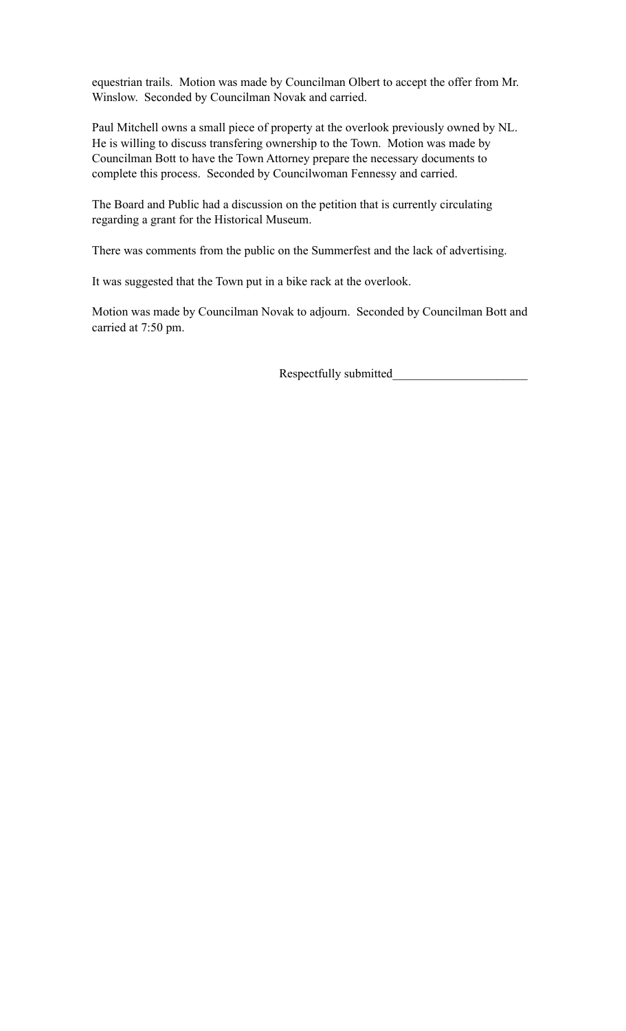equestrian trails. Motion was made by Councilman Olbert to accept the offer from Mr. Winslow. Seconded by Councilman Novak and carried.

Paul Mitchell owns a small piece of property at the overlook previously owned by NL. He is willing to discuss transfering ownership to the Town. Motion was made by Councilman Bott to have the Town Attorney prepare the necessary documents to complete this process. Seconded by Councilwoman Fennessy and carried.

The Board and Public had a discussion on the petition that is currently circulating regarding a grant for the Historical Museum.

There was comments from the public on the Summerfest and the lack of advertising.

It was suggested that the Town put in a bike rack at the overlook.

Motion was made by Councilman Novak to adjourn. Seconded by Councilman Bott and carried at 7:50 pm.

Respectfully submitted______________________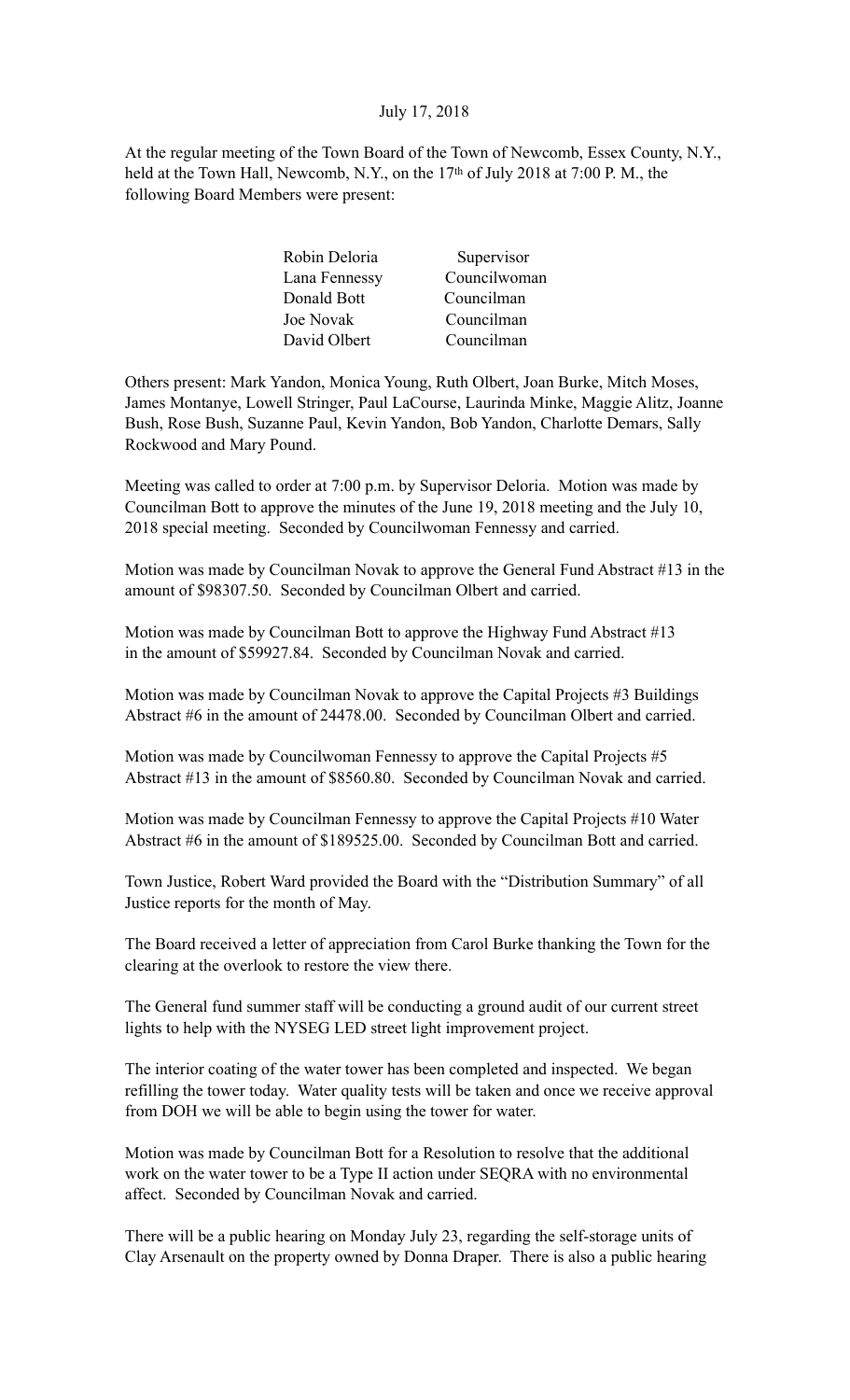July 17, 2018

At the regular meeting of the Town Board of the Town of Newcomb, Essex County, N.Y., held at the Town Hall, Newcomb, N.Y., on the 17th of July 2018 at 7:00 P. M., the following Board Members were present:

| | |
|---|---|
| Robin Deloria | Supervisor |
| Lana Fennessy | Councilwoman |
| Donald Bott | Councilman |
| Joe Novak | Councilman |
| David Olbert | Councilman |

Others present: Mark Yandon, Monica Young, Ruth Olbert, Joan Burke, Mitch Moses, James Montanye, Lowell Stringer, Paul LaCourse, Laurinda Minke, Maggie Alitz, Joanne Bush, Rose Bush, Suzanne Paul, Kevin Yandon, Bob Yandon, Charlotte Demars, Sally Rockwood and Mary Pound.

Meeting was called to order at 7:00 p.m. by Supervisor Deloria. Motion was made by Councilman Bott to approve the minutes of the June 19, 2018 meeting and the July 10, 2018 special meeting. Seconded by Councilwoman Fennessy and carried.

Motion was made by Councilman Novak to approve the General Fund Abstract #13 in the amount of $98307.50. Seconded by Councilman Olbert and carried.

Motion was made by Councilman Bott to approve the Highway Fund Abstract #13 in the amount of $59927.84. Seconded by Councilman Novak and carried.

Motion was made by Councilman Novak to approve the Capital Projects #3 Buildings Abstract #6 in the amount of 24478.00. Seconded by Councilman Olbert and carried.

Motion was made by Councilwoman Fennessy to approve the Capital Projects #5 Abstract #13 in the amount of $8560.80. Seconded by Councilman Novak and carried.

Motion was made by Councilman Fennessy to approve the Capital Projects #10 Water Abstract #6 in the amount of $189525.00. Seconded by Councilman Bott and carried.

Town Justice, Robert Ward provided the Board with the "Distribution Summary" of all Justice reports for the month of May.

The Board received a letter of appreciation from Carol Burke thanking the Town for the clearing at the overlook to restore the view there.

The General fund summer staff will be conducting a ground audit of our current street lights to help with the NYSEG LED street light improvement project.

The interior coating of the water tower has been completed and inspected. We began refilling the tower today. Water quality tests will be taken and once we receive approval from DOH we will be able to begin using the tower for water.

Motion was made by Councilman Bott for a Resolution to resolve that the additional work on the water tower to be a Type II action under SEQRA with no environmental affect. Seconded by Councilman Novak and carried.

There will be a public hearing on Monday July 23, regarding the self-storage units of Clay Arsenault on the property owned by Donna Draper. There is also a public hearing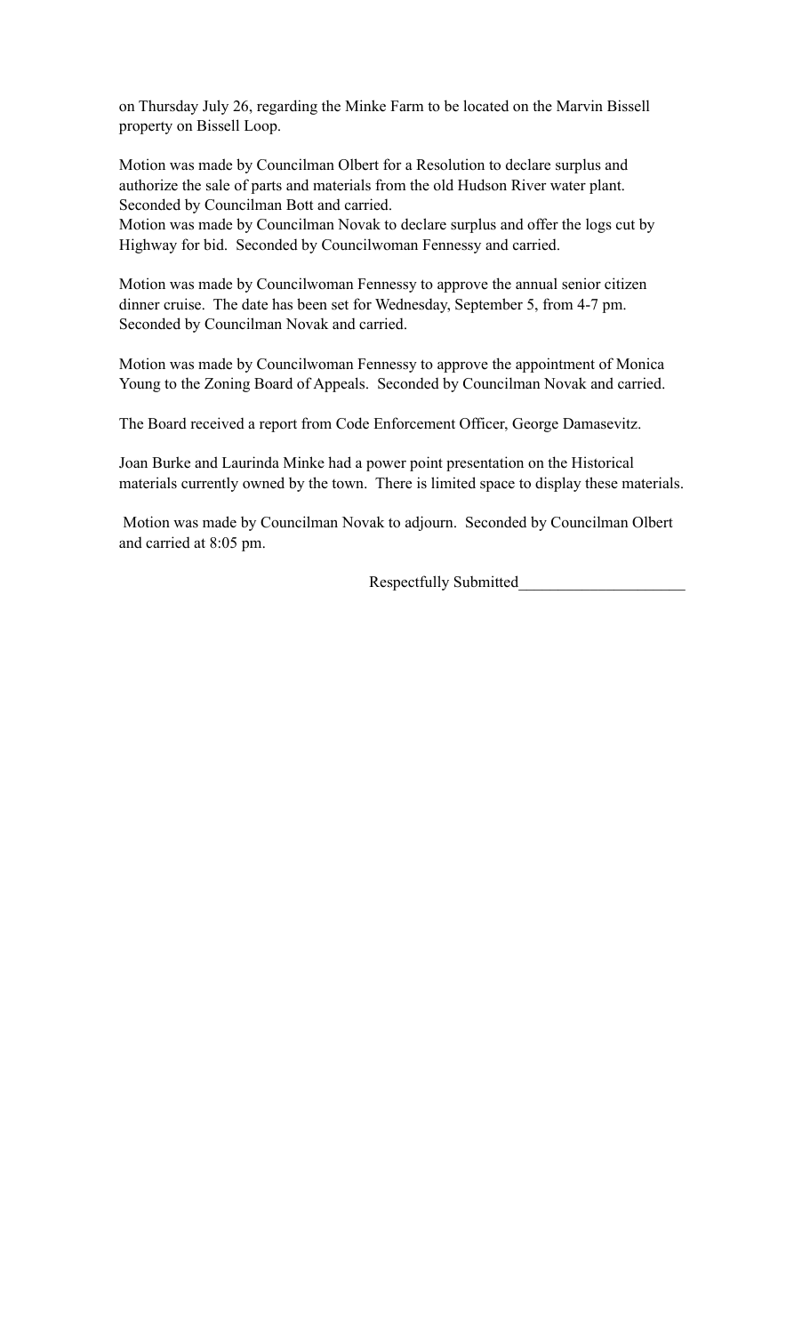on Thursday July 26, regarding the Minke Farm to be located on the Marvin Bissell property on Bissell Loop.

Motion was made by Councilman Olbert for a Resolution to declare surplus and authorize the sale of parts and materials from the old Hudson River water plant. Seconded by Councilman Bott and carried.
Motion was made by Councilman Novak to declare surplus and offer the logs cut by Highway for bid. Seconded by Councilwoman Fennessy and carried.

Motion was made by Councilwoman Fennessy to approve the annual senior citizen dinner cruise. The date has been set for Wednesday, September 5, from 4-7 pm. Seconded by Councilman Novak and carried.

Motion was made by Councilwoman Fennessy to approve the appointment of Monica Young to the Zoning Board of Appeals. Seconded by Councilman Novak and carried.

The Board received a report from Code Enforcement Officer, George Damasevitz.

Joan Burke and Laurinda Minke had a power point presentation on the Historical materials currently owned by the town. There is limited space to display these materials.

Motion was made by Councilman Novak to adjourn. Seconded by Councilman Olbert and carried at 8:05 pm.

Respectfully Submitted____________________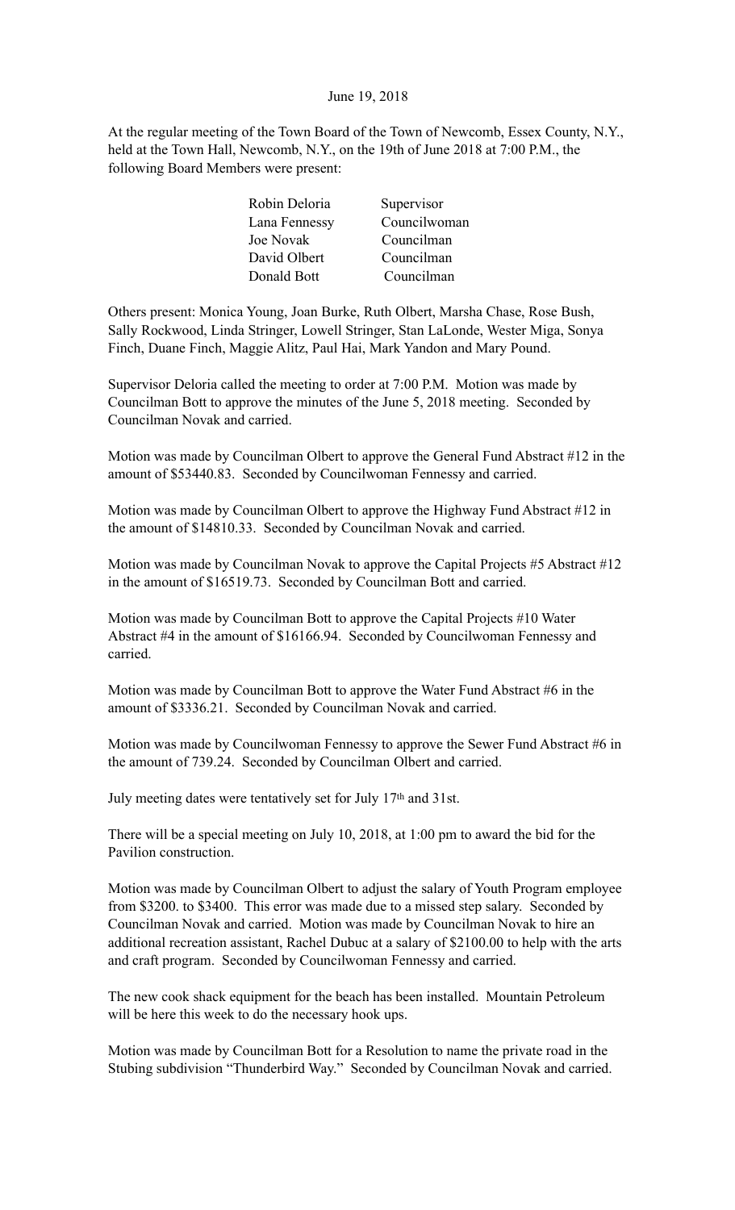June 19, 2018

At the regular meeting of the Town Board of the Town of Newcomb, Essex County, N.Y., held at the Town Hall, Newcomb, N.Y., on the 19th of June 2018 at 7:00 P.M., the following Board Members were present:

| | |
|---|---|
| Robin Deloria | Supervisor |
| Lana Fennessy | Councilwoman |
| Joe Novak | Councilman |
| David Olbert | Councilman |
| Donald Bott | Councilman |

Others present: Monica Young, Joan Burke, Ruth Olbert, Marsha Chase, Rose Bush, Sally Rockwood, Linda Stringer, Lowell Stringer, Stan LaLonde, Wester Miga, Sonya Finch, Duane Finch, Maggie Alitz, Paul Hai, Mark Yandon and Mary Pound.

Supervisor Deloria called the meeting to order at 7:00 P.M. Motion was made by Councilman Bott to approve the minutes of the June 5, 2018 meeting. Seconded by Councilman Novak and carried.

Motion was made by Councilman Olbert to approve the General Fund Abstract #12 in the amount of $53440.83. Seconded by Councilwoman Fennessy and carried.

Motion was made by Councilman Olbert to approve the Highway Fund Abstract #12 in the amount of $14810.33. Seconded by Councilman Novak and carried.

Motion was made by Councilman Novak to approve the Capital Projects #5 Abstract #12 in the amount of $16519.73. Seconded by Councilman Bott and carried.

Motion was made by Councilman Bott to approve the Capital Projects #10 Water Abstract #4 in the amount of $16166.94. Seconded by Councilwoman Fennessy and carried.

Motion was made by Councilman Bott to approve the Water Fund Abstract #6 in the amount of $3336.21. Seconded by Councilman Novak and carried.

Motion was made by Councilwoman Fennessy to approve the Sewer Fund Abstract #6 in the amount of 739.24. Seconded by Councilman Olbert and carried.

July meeting dates were tentatively set for July 17th and 31st.

There will be a special meeting on July 10, 2018, at 1:00 pm to award the bid for the Pavilion construction.

Motion was made by Councilman Olbert to adjust the salary of Youth Program employee from $3200. to $3400. This error was made due to a missed step salary. Seconded by Councilman Novak and carried. Motion was made by Councilman Novak to hire an additional recreation assistant, Rachel Dubuc at a salary of $2100.00 to help with the arts and craft program. Seconded by Councilwoman Fennessy and carried.

The new cook shack equipment for the beach has been installed. Mountain Petroleum will be here this week to do the necessary hook ups.

Motion was made by Councilman Bott for a Resolution to name the private road in the Stubing subdivision "Thunderbird Way." Seconded by Councilman Novak and carried.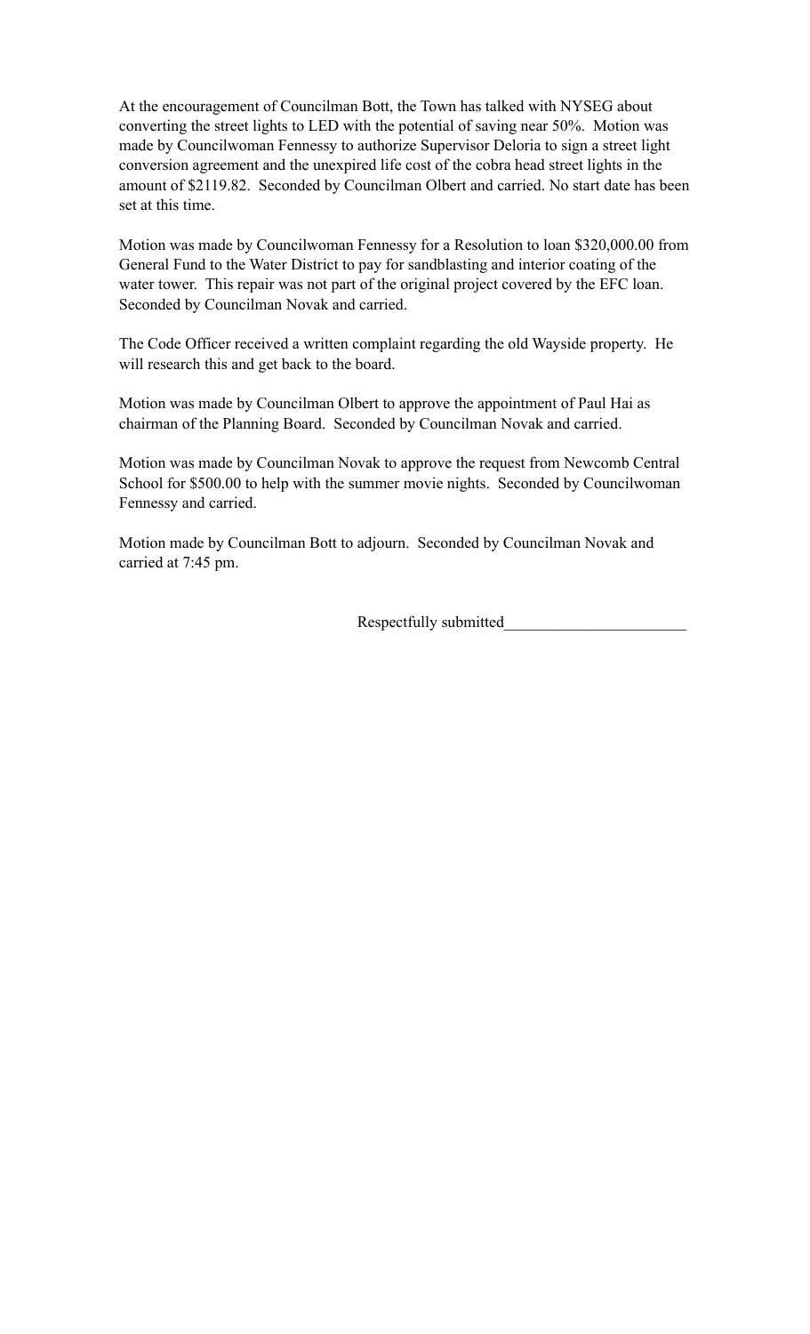At the encouragement of Councilman Bott, the Town has talked with NYSEG about converting the street lights to LED with the potential of saving near 50%. Motion was made by Councilwoman Fennessy to authorize Supervisor Deloria to sign a street light conversion agreement and the unexpired life cost of the cobra head street lights in the amount of $2119.82. Seconded by Councilman Olbert and carried. No start date has been set at this time.

Motion was made by Councilwoman Fennessy for a Resolution to loan $320,000.00 from General Fund to the Water District to pay for sandblasting and interior coating of the water tower. This repair was not part of the original project covered by the EFC loan. Seconded by Councilman Novak and carried.

The Code Officer received a written complaint regarding the old Wayside property. He will research this and get back to the board.

Motion was made by Councilman Olbert to approve the appointment of Paul Hai as chairman of the Planning Board. Seconded by Councilman Novak and carried.

Motion was made by Councilman Novak to approve the request from Newcomb Central School for $500.00 to help with the summer movie nights. Seconded by Councilwoman Fennessy and carried.

Motion made by Councilman Bott to adjourn. Seconded by Councilman Novak and carried at 7:45 pm.

Respectfully submitted_______________________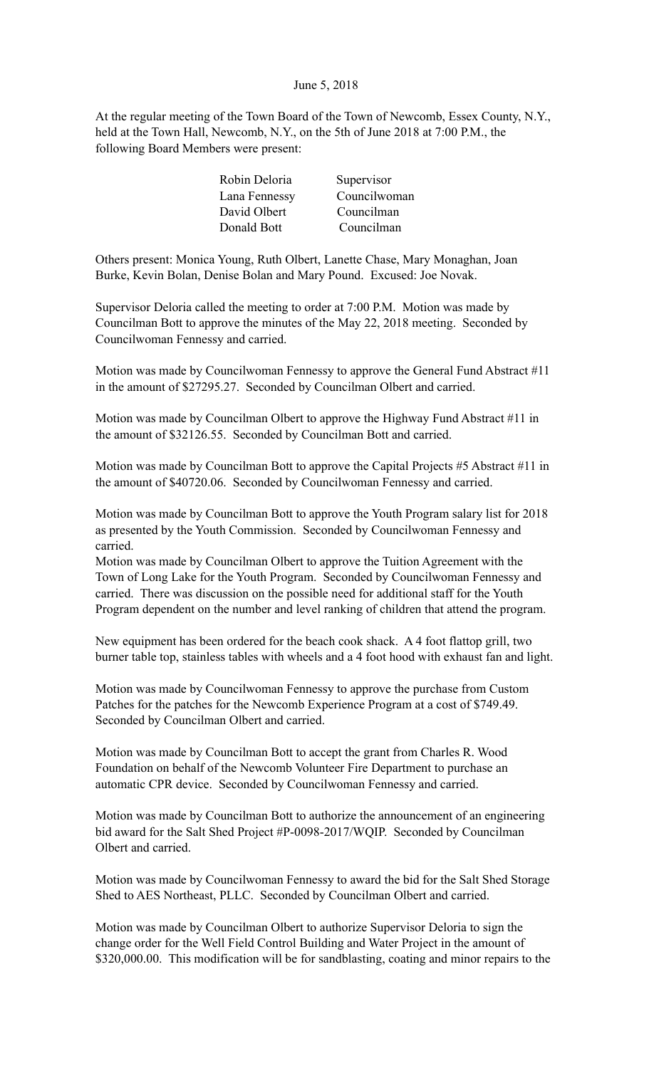June 5, 2018

At the regular meeting of the Town Board of the Town of Newcomb, Essex County, N.Y., held at the Town Hall, Newcomb, N.Y., on the 5th of June 2018 at 7:00 P.M., the following Board Members were present:

| | |
|---|---|
| Robin Deloria | Supervisor |
| Lana Fennessy | Councilwoman |
| David Olbert | Councilman |
| Donald Bott | Councilman |

Others present: Monica Young, Ruth Olbert, Lanette Chase, Mary Monaghan, Joan Burke, Kevin Bolan, Denise Bolan and Mary Pound. Excused: Joe Novak.

Supervisor Deloria called the meeting to order at 7:00 P.M. Motion was made by Councilman Bott to approve the minutes of the May 22, 2018 meeting. Seconded by Councilwoman Fennessy and carried.

Motion was made by Councilwoman Fennessy to approve the General Fund Abstract #11 in the amount of $27295.27. Seconded by Councilman Olbert and carried.

Motion was made by Councilman Olbert to approve the Highway Fund Abstract #11 in the amount of $32126.55. Seconded by Councilman Bott and carried.

Motion was made by Councilman Bott to approve the Capital Projects #5 Abstract #11 in the amount of $40720.06. Seconded by Councilwoman Fennessy and carried.

Motion was made by Councilman Bott to approve the Youth Program salary list for 2018 as presented by the Youth Commission. Seconded by Councilwoman Fennessy and carried.
Motion was made by Councilman Olbert to approve the Tuition Agreement with the Town of Long Lake for the Youth Program. Seconded by Councilwoman Fennessy and carried. There was discussion on the possible need for additional staff for the Youth Program dependent on the number and level ranking of children that attend the program.

New equipment has been ordered for the beach cook shack. A 4 foot flattop grill, two burner table top, stainless tables with wheels and a 4 foot hood with exhaust fan and light.

Motion was made by Councilwoman Fennessy to approve the purchase from Custom Patches for the patches for the Newcomb Experience Program at a cost of $749.49. Seconded by Councilman Olbert and carried.

Motion was made by Councilman Bott to accept the grant from Charles R. Wood Foundation on behalf of the Newcomb Volunteer Fire Department to purchase an automatic CPR device. Seconded by Councilwoman Fennessy and carried.

Motion was made by Councilman Bott to authorize the announcement of an engineering bid award for the Salt Shed Project #P-0098-2017/WQIP. Seconded by Councilman Olbert and carried.

Motion was made by Councilwoman Fennessy to award the bid for the Salt Shed Storage Shed to AES Northeast, PLLC. Seconded by Councilman Olbert and carried.

Motion was made by Councilman Olbert to authorize Supervisor Deloria to sign the change order for the Well Field Control Building and Water Project in the amount of $320,000.00. This modification will be for sandblasting, coating and minor repairs to the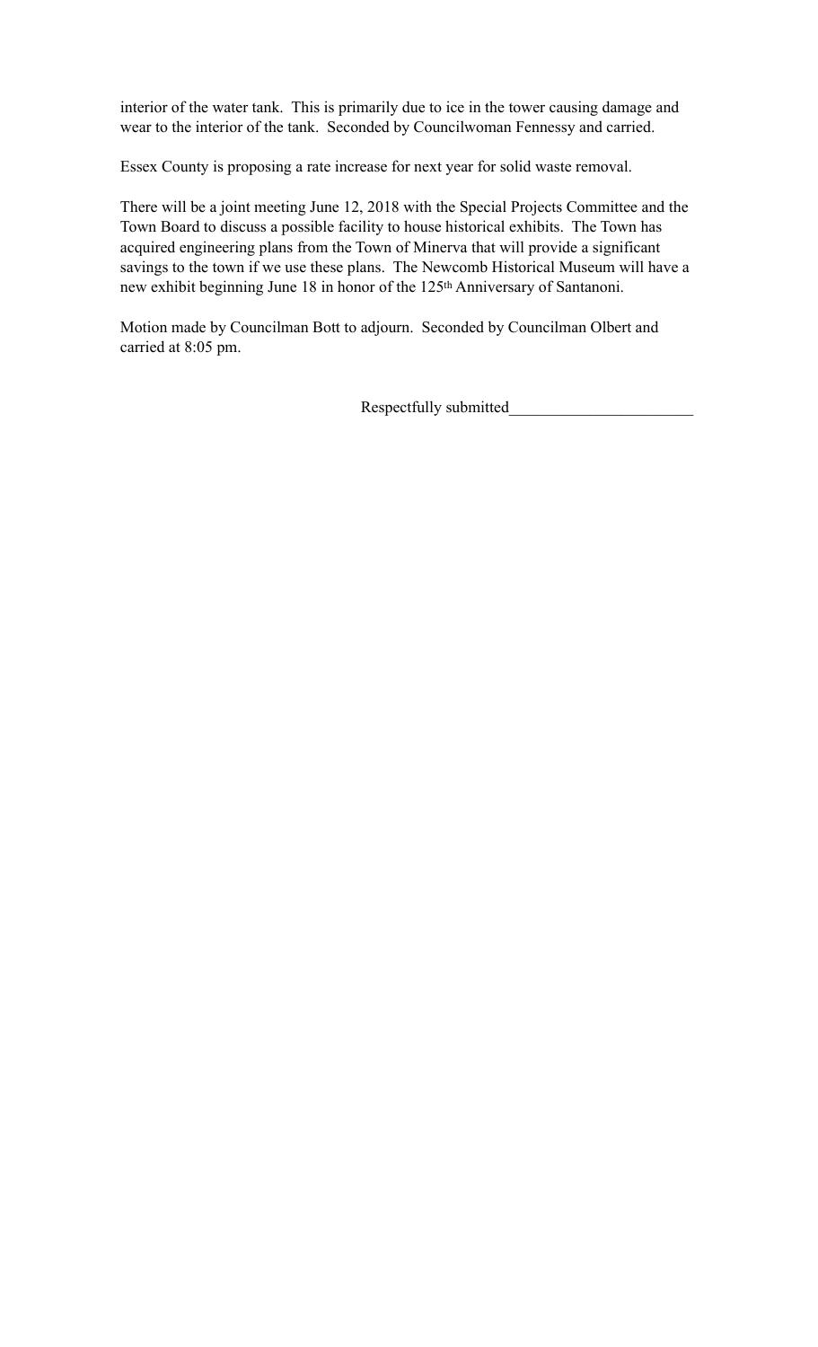interior of the water tank. This is primarily due to ice in the tower causing damage and wear to the interior of the tank. Seconded by Councilwoman Fennessy and carried.

Essex County is proposing a rate increase for next year for solid waste removal.

There will be a joint meeting June 12, 2018 with the Special Projects Committee and the Town Board to discuss a possible facility to house historical exhibits. The Town has acquired engineering plans from the Town of Minerva that will provide a significant savings to the town if we use these plans. The Newcomb Historical Museum will have a new exhibit beginning June 18 in honor of the 125th Anniversary of Santanoni.

Motion made by Councilman Bott to adjourn. Seconded by Councilman Olbert and carried at 8:05 pm.

Respectfully submitted______________________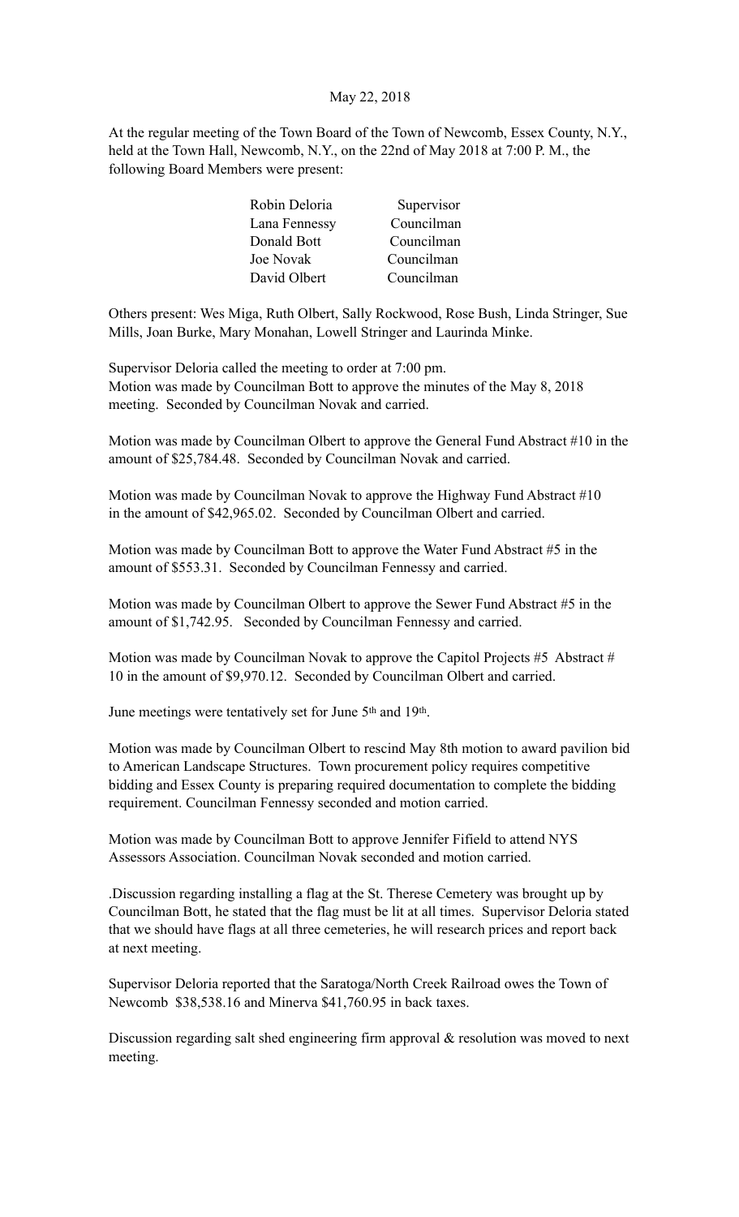May 22, 2018

At the regular meeting of the Town Board of the Town of Newcomb, Essex County, N.Y., held at the Town Hall, Newcomb, N.Y., on the 22nd of May 2018 at 7:00 P. M., the following Board Members were present:

| | |
|---|---|
| Robin Deloria | Supervisor |
| Lana Fennessy | Councilman |
| Donald Bott | Councilman |
| Joe Novak | Councilman |
| David Olbert | Councilman |

Others present: Wes Miga, Ruth Olbert, Sally Rockwood, Rose Bush, Linda Stringer, Sue Mills, Joan Burke, Mary Monahan, Lowell Stringer and Laurinda Minke.

Supervisor Deloria called the meeting to order at 7:00 pm.
Motion was made by Councilman Bott to approve the minutes of the May 8, 2018 meeting. Seconded by Councilman Novak and carried.

Motion was made by Councilman Olbert to approve the General Fund Abstract #10 in the amount of $25,784.48. Seconded by Councilman Novak and carried.

Motion was made by Councilman Novak to approve the Highway Fund Abstract #10 in the amount of $42,965.02. Seconded by Councilman Olbert and carried.

Motion was made by Councilman Bott to approve the Water Fund Abstract #5 in the amount of $553.31. Seconded by Councilman Fennessy and carried.

Motion was made by Councilman Olbert to approve the Sewer Fund Abstract #5 in the amount of $1,742.95. Seconded by Councilman Fennessy and carried.

Motion was made by Councilman Novak to approve the Capitol Projects #5 Abstract # 10 in the amount of $9,970.12. Seconded by Councilman Olbert and carried.

June meetings were tentatively set for June 5th and 19th.

Motion was made by Councilman Olbert to rescind May 8th motion to award pavilion bid to American Landscape Structures. Town procurement policy requires competitive bidding and Essex County is preparing required documentation to complete the bidding requirement. Councilman Fennessy seconded and motion carried.

Motion was made by Councilman Bott to approve Jennifer Fifield to attend NYS Assessors Association. Councilman Novak seconded and motion carried.

.Discussion regarding installing a flag at the St. Therese Cemetery was brought up by Councilman Bott, he stated that the flag must be lit at all times. Supervisor Deloria stated that we should have flags at all three cemeteries, he will research prices and report back at next meeting.

Supervisor Deloria reported that the Saratoga/North Creek Railroad owes the Town of Newcomb $38,538.16 and Minerva $41,760.95 in back taxes.

Discussion regarding salt shed engineering firm approval & resolution was moved to next meeting.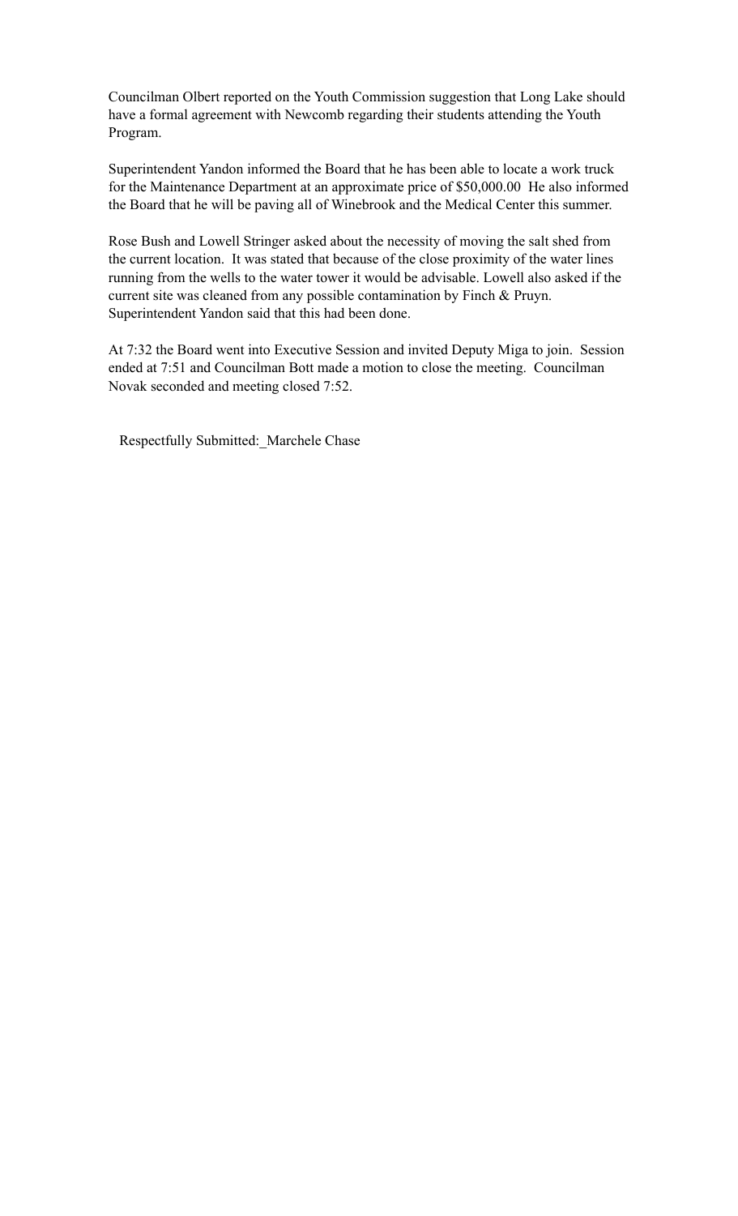Councilman Olbert reported on the Youth Commission suggestion that Long Lake should have a formal agreement with Newcomb regarding their students attending the Youth Program.

Superintendent Yandon informed the Board that he has been able to locate a work truck for the Maintenance Department at an approximate price of $50,000.00  He also informed the Board that he will be paving all of Winebrook and the Medical Center this summer.

Rose Bush and Lowell Stringer asked about the necessity of moving the salt shed from the current location.  It was stated that because of the close proximity of the water lines running from the wells to the water tower it would be advisable. Lowell also asked if the current site was cleaned from any possible contamination by Finch & Pruyn. Superintendent Yandon said that this had been done.

At 7:32 the Board went into Executive Session and invited Deputy Miga to join.  Session ended at 7:51 and Councilman Bott made a motion to close the meeting.  Councilman Novak seconded and meeting closed 7:52.

Respectfully Submitted:_Marchele Chase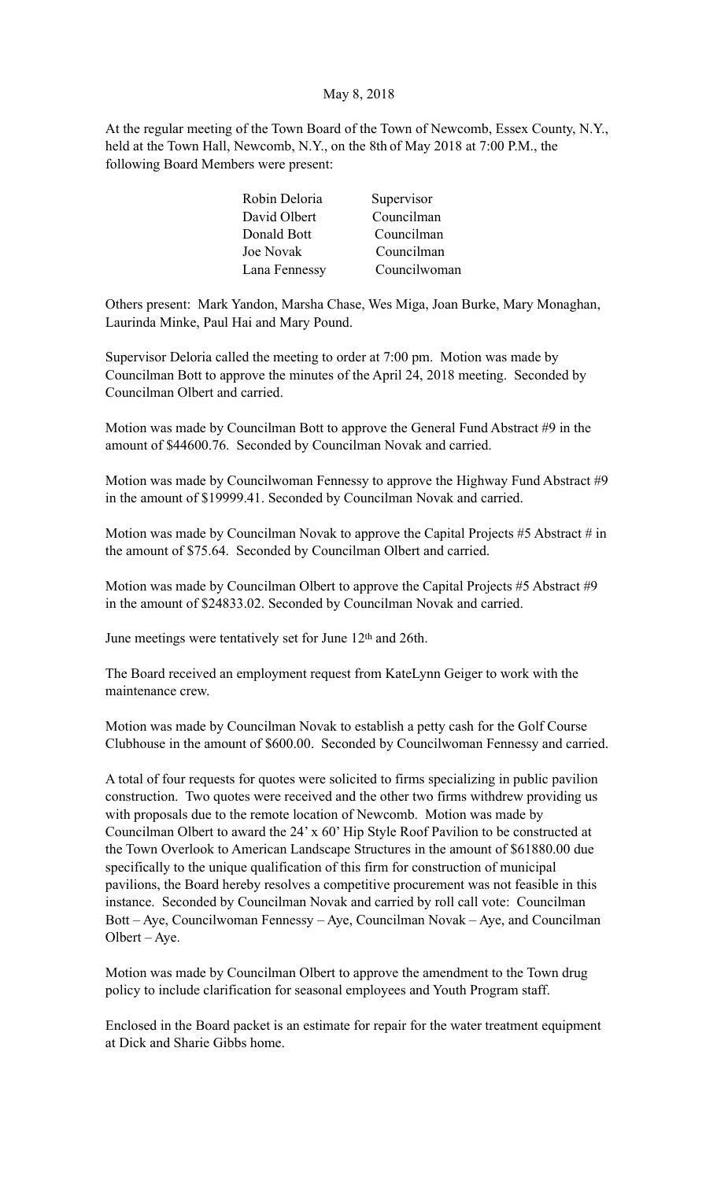May 8, 2018

At the regular meeting of the Town Board of the Town of Newcomb, Essex County, N.Y., held at the Town Hall, Newcomb, N.Y., on the 8th of May 2018 at 7:00 P.M., the following Board Members were present:

| | |
|---|---|
| Robin Deloria | Supervisor |
| David Olbert | Councilman |
| Donald Bott | Councilman |
| Joe Novak | Councilman |
| Lana Fennessy | Councilwoman |

Others present: Mark Yandon, Marsha Chase, Wes Miga, Joan Burke, Mary Monaghan, Laurinda Minke, Paul Hai and Mary Pound.

Supervisor Deloria called the meeting to order at 7:00 pm. Motion was made by Councilman Bott to approve the minutes of the April 24, 2018 meeting. Seconded by Councilman Olbert and carried.

Motion was made by Councilman Bott to approve the General Fund Abstract #9 in the amount of $44600.76. Seconded by Councilman Novak and carried.

Motion was made by Councilwoman Fennessy to approve the Highway Fund Abstract #9 in the amount of $19999.41. Seconded by Councilman Novak and carried.

Motion was made by Councilman Novak to approve the Capital Projects #5 Abstract # in the amount of $75.64. Seconded by Councilman Olbert and carried.

Motion was made by Councilman Olbert to approve the Capital Projects #5 Abstract #9 in the amount of $24833.02. Seconded by Councilman Novak and carried.

June meetings were tentatively set for June 12th and 26th.

The Board received an employment request from KateLynn Geiger to work with the maintenance crew.

Motion was made by Councilman Novak to establish a petty cash for the Golf Course Clubhouse in the amount of $600.00. Seconded by Councilwoman Fennessy and carried.

A total of four requests for quotes were solicited to firms specializing in public pavilion construction. Two quotes were received and the other two firms withdrew providing us with proposals due to the remote location of Newcomb. Motion was made by Councilman Olbert to award the 24' x 60' Hip Style Roof Pavilion to be constructed at the Town Overlook to American Landscape Structures in the amount of $61880.00 due specifically to the unique qualification of this firm for construction of municipal pavilions, the Board hereby resolves a competitive procurement was not feasible in this instance. Seconded by Councilman Novak and carried by roll call vote: Councilman Bott – Aye, Councilwoman Fennessy – Aye, Councilman Novak – Aye, and Councilman Olbert – Aye.

Motion was made by Councilman Olbert to approve the amendment to the Town drug policy to include clarification for seasonal employees and Youth Program staff.

Enclosed in the Board packet is an estimate for repair for the water treatment equipment at Dick and Sharie Gibbs home.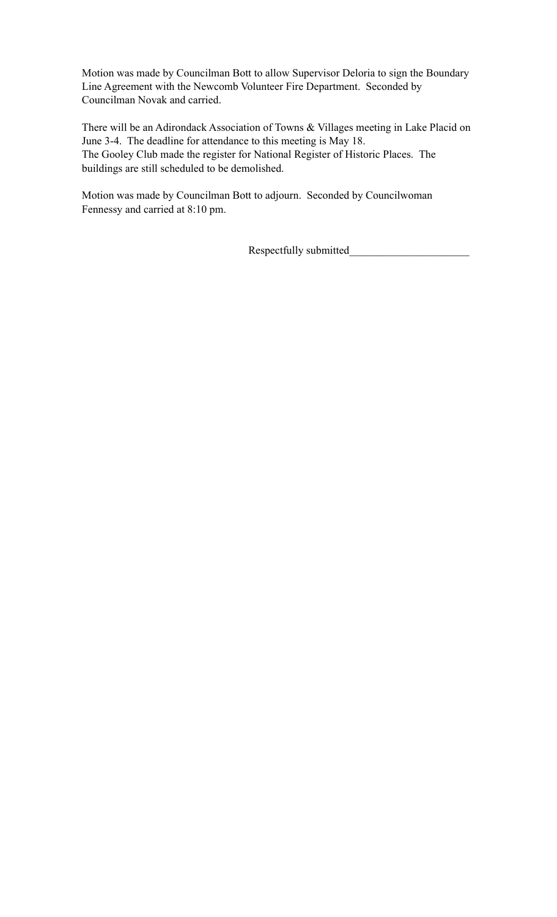Motion was made by Councilman Bott to allow Supervisor Deloria to sign the Boundary Line Agreement with the Newcomb Volunteer Fire Department. Seconded by Councilman Novak and carried.

There will be an Adirondack Association of Towns & Villages meeting in Lake Placid on June 3-4. The deadline for attendance to this meeting is May 18.
The Gooley Club made the register for National Register of Historic Places. The buildings are still scheduled to be demolished.

Motion was made by Councilman Bott to adjourn. Seconded by Councilwoman Fennessy and carried at 8:10 pm.

Respectfully submitted______________________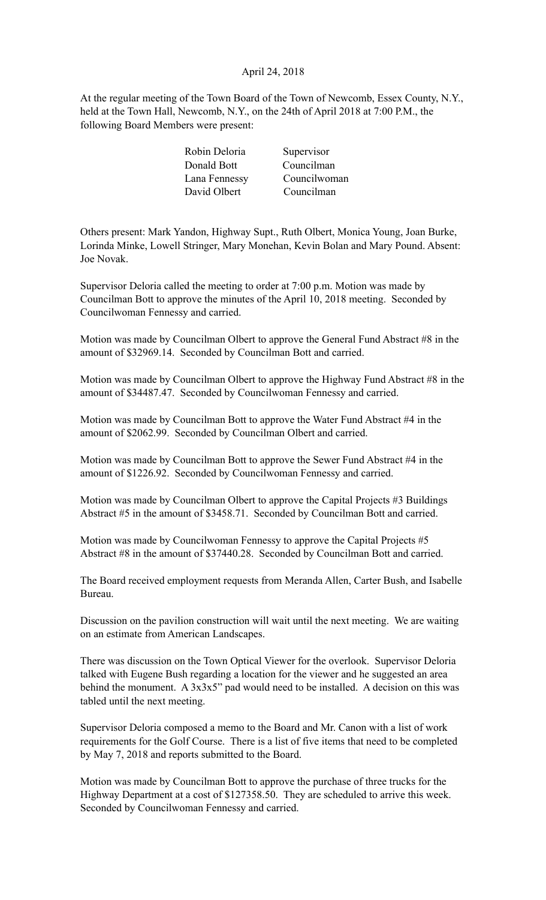April 24, 2018

At the regular meeting of the Town Board of the Town of Newcomb, Essex County, N.Y., held at the Town Hall, Newcomb, N.Y., on the 24th of April 2018 at 7:00 P.M., the following Board Members were present:

| | |
|---|---|
| Robin Deloria | Supervisor |
| Donald Bott | Councilman |
| Lana Fennessy | Councilwoman |
| David Olbert | Councilman |

Others present: Mark Yandon, Highway Supt., Ruth Olbert, Monica Young, Joan Burke, Lorinda Minke, Lowell Stringer, Mary Monehan, Kevin Bolan and Mary Pound. Absent: Joe Novak.

Supervisor Deloria called the meeting to order at 7:00 p.m. Motion was made by Councilman Bott to approve the minutes of the April 10, 2018 meeting. Seconded by Councilwoman Fennessy and carried.

Motion was made by Councilman Olbert to approve the General Fund Abstract #8 in the amount of $32969.14. Seconded by Councilman Bott and carried.

Motion was made by Councilman Olbert to approve the Highway Fund Abstract #8 in the amount of $34487.47. Seconded by Councilwoman Fennessy and carried.

Motion was made by Councilman Bott to approve the Water Fund Abstract #4 in the amount of $2062.99. Seconded by Councilman Olbert and carried.

Motion was made by Councilman Bott to approve the Sewer Fund Abstract #4 in the amount of $1226.92. Seconded by Councilwoman Fennessy and carried.

Motion was made by Councilman Olbert to approve the Capital Projects #3 Buildings Abstract #5 in the amount of $3458.71. Seconded by Councilman Bott and carried.

Motion was made by Councilwoman Fennessy to approve the Capital Projects #5 Abstract #8 in the amount of $37440.28. Seconded by Councilman Bott and carried.

The Board received employment requests from Meranda Allen, Carter Bush, and Isabelle Bureau.

Discussion on the pavilion construction will wait until the next meeting. We are waiting on an estimate from American Landscapes.

There was discussion on the Town Optical Viewer for the overlook. Supervisor Deloria talked with Eugene Bush regarding a location for the viewer and he suggested an area behind the monument. A 3x3x5" pad would need to be installed. A decision on this was tabled until the next meeting.

Supervisor Deloria composed a memo to the Board and Mr. Canon with a list of work requirements for the Golf Course. There is a list of five items that need to be completed by May 7, 2018 and reports submitted to the Board.

Motion was made by Councilman Bott to approve the purchase of three trucks for the Highway Department at a cost of $127358.50. They are scheduled to arrive this week. Seconded by Councilwoman Fennessy and carried.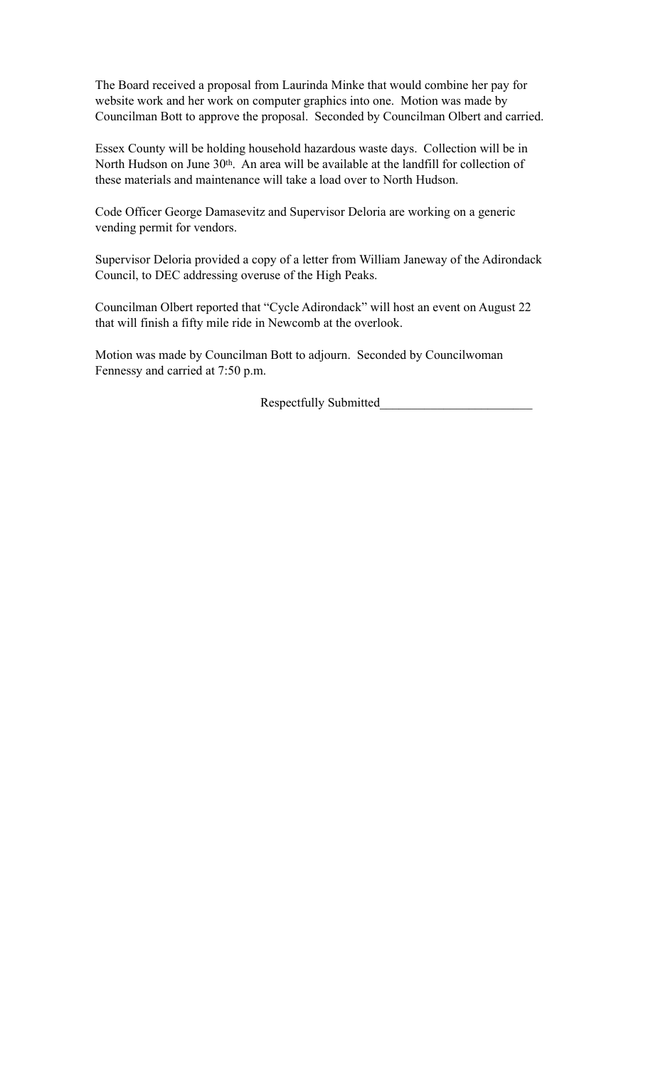The Board received a proposal from Laurinda Minke that would combine her pay for website work and her work on computer graphics into one. Motion was made by Councilman Bott to approve the proposal. Seconded by Councilman Olbert and carried.

Essex County will be holding household hazardous waste days. Collection will be in North Hudson on June 30th. An area will be available at the landfill for collection of these materials and maintenance will take a load over to North Hudson.

Code Officer George Damasevitz and Supervisor Deloria are working on a generic vending permit for vendors.

Supervisor Deloria provided a copy of a letter from William Janeway of the Adirondack Council, to DEC addressing overuse of the High Peaks.

Councilman Olbert reported that "Cycle Adirondack" will host an event on August 22 that will finish a fifty mile ride in Newcomb at the overlook.

Motion was made by Councilman Bott to adjourn. Seconded by Councilwoman Fennessy and carried at 7:50 p.m.

Respectfully Submitted________________________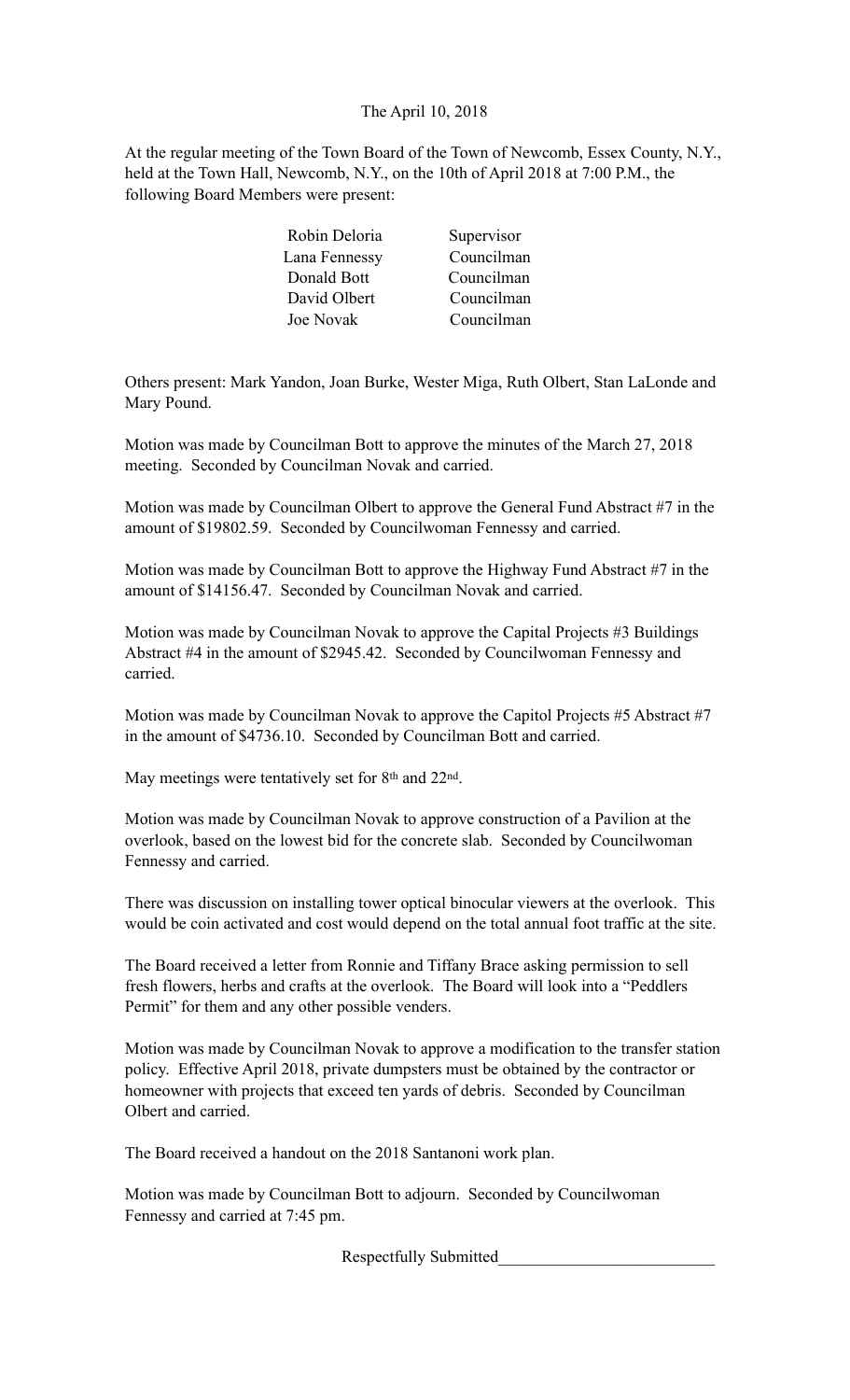The April 10, 2018

At the regular meeting of the Town Board of the Town of Newcomb, Essex County, N.Y., held at the Town Hall, Newcomb, N.Y., on the 10th of April 2018 at 7:00 P.M., the following Board Members were present:

| | |
|---|---|
| Robin Deloria | Supervisor |
| Lana Fennessy | Councilman |
| Donald Bott | Councilman |
| David Olbert | Councilman |
| Joe Novak | Councilman |

Others present: Mark Yandon, Joan Burke, Wester Miga, Ruth Olbert, Stan LaLonde and Mary Pound.

Motion was made by Councilman Bott to approve the minutes of the March 27, 2018 meeting. Seconded by Councilman Novak and carried.

Motion was made by Councilman Olbert to approve the General Fund Abstract #7 in the amount of $19802.59. Seconded by Councilwoman Fennessy and carried.

Motion was made by Councilman Bott to approve the Highway Fund Abstract #7 in the amount of $14156.47. Seconded by Councilman Novak and carried.

Motion was made by Councilman Novak to approve the Capital Projects #3 Buildings Abstract #4 in the amount of $2945.42. Seconded by Councilwoman Fennessy and carried.

Motion was made by Councilman Novak to approve the Capitol Projects #5 Abstract #7 in the amount of $4736.10. Seconded by Councilman Bott and carried.

May meetings were tentatively set for 8th and 22nd.

Motion was made by Councilman Novak to approve construction of a Pavilion at the overlook, based on the lowest bid for the concrete slab. Seconded by Councilwoman Fennessy and carried.

There was discussion on installing tower optical binocular viewers at the overlook. This would be coin activated and cost would depend on the total annual foot traffic at the site.

The Board received a letter from Ronnie and Tiffany Brace asking permission to sell fresh flowers, herbs and crafts at the overlook. The Board will look into a "Peddlers Permit" for them and any other possible venders.

Motion was made by Councilman Novak to approve a modification to the transfer station policy. Effective April 2018, private dumpsters must be obtained by the contractor or homeowner with projects that exceed ten yards of debris. Seconded by Councilman Olbert and carried.

The Board received a handout on the 2018 Santanoni work plan.

Motion was made by Councilman Bott to adjourn. Seconded by Councilwoman Fennessy and carried at 7:45 pm.

Respectfully Submitted_________________________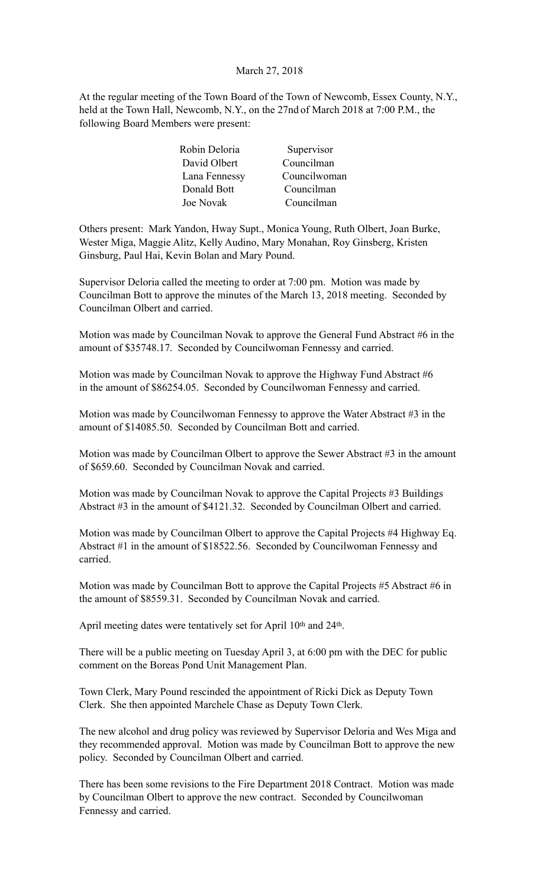March 27, 2018

At the regular meeting of the Town Board of the Town of Newcomb, Essex County, N.Y., held at the Town Hall, Newcomb, N.Y., on the 27nd of March 2018 at 7:00 P.M., the following Board Members were present:

| | |
|---|---|
| Robin Deloria | Supervisor |
| David Olbert | Councilman |
| Lana Fennessy | Councilwoman |
| Donald Bott | Councilman |
| Joe Novak | Councilman |

Others present: Mark Yandon, Hway Supt., Monica Young, Ruth Olbert, Joan Burke, Wester Miga, Maggie Alitz, Kelly Audino, Mary Monahan, Roy Ginsberg, Kristen Ginsburg, Paul Hai, Kevin Bolan and Mary Pound.

Supervisor Deloria called the meeting to order at 7:00 pm. Motion was made by Councilman Bott to approve the minutes of the March 13, 2018 meeting. Seconded by Councilman Olbert and carried.

Motion was made by Councilman Novak to approve the General Fund Abstract #6 in the amount of $35748.17. Seconded by Councilwoman Fennessy and carried.

Motion was made by Councilman Novak to approve the Highway Fund Abstract #6 in the amount of $86254.05. Seconded by Councilwoman Fennessy and carried.

Motion was made by Councilwoman Fennessy to approve the Water Abstract #3 in the amount of $14085.50. Seconded by Councilman Bott and carried.

Motion was made by Councilman Olbert to approve the Sewer Abstract #3 in the amount of $659.60. Seconded by Councilman Novak and carried.

Motion was made by Councilman Novak to approve the Capital Projects #3 Buildings Abstract #3 in the amount of $4121.32. Seconded by Councilman Olbert and carried.

Motion was made by Councilman Olbert to approve the Capital Projects #4 Highway Eq. Abstract #1 in the amount of $18522.56. Seconded by Councilwoman Fennessy and carried.

Motion was made by Councilman Bott to approve the Capital Projects #5 Abstract #6 in the amount of $8559.31. Seconded by Councilman Novak and carried.

April meeting dates were tentatively set for April 10th and 24th.

There will be a public meeting on Tuesday April 3, at 6:00 pm with the DEC for public comment on the Boreas Pond Unit Management Plan.

Town Clerk, Mary Pound rescinded the appointment of Ricki Dick as Deputy Town Clerk. She then appointed Marchele Chase as Deputy Town Clerk.

The new alcohol and drug policy was reviewed by Supervisor Deloria and Wes Miga and they recommended approval. Motion was made by Councilman Bott to approve the new policy. Seconded by Councilman Olbert and carried.

There has been some revisions to the Fire Department 2018 Contract. Motion was made by Councilman Olbert to approve the new contract. Seconded by Councilwoman Fennessy and carried.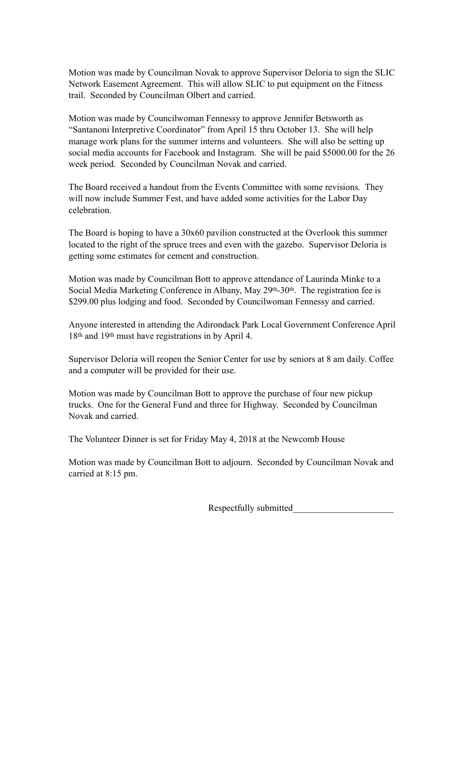Motion was made by Councilman Novak to approve Supervisor Deloria to sign the SLIC Network Easement Agreement. This will allow SLIC to put equipment on the Fitness trail. Seconded by Councilman Olbert and carried.

Motion was made by Councilwoman Fennessy to approve Jennifer Betsworth as "Santanoni Interpretive Coordinator" from April 15 thru October 13. She will help manage work plans for the summer interns and volunteers. She will also be setting up social media accounts for Facebook and Instagram. She will be paid $5000.00 for the 26 week period. Seconded by Councilman Novak and carried.

The Board received a handout from the Events Committee with some revisions. They will now include Summer Fest, and have added some activities for the Labor Day celebration.

The Board is hoping to have a 30x60 pavilion constructed at the Overlook this summer located to the right of the spruce trees and even with the gazebo. Supervisor Deloria is getting some estimates for cement and construction.

Motion was made by Councilman Bott to approve attendance of Laurinda Minke to a Social Media Marketing Conference in Albany, May 29th-30th. The registration fee is $299.00 plus lodging and food. Seconded by Councilwoman Fennessy and carried.

Anyone interested in attending the Adirondack Park Local Government Conference April 18th and 19th must have registrations in by April 4.

Supervisor Deloria will reopen the Senior Center for use by seniors at 8 am daily. Coffee and a computer will be provided for their use.

Motion was made by Councilman Bott to approve the purchase of four new pickup trucks. One for the General Fund and three for Highway. Seconded by Councilman Novak and carried.

The Volunteer Dinner is set for Friday May 4, 2018 at the Newcomb House

Motion was made by Councilman Bott to adjourn. Seconded by Councilman Novak and carried at 8:15 pm.

Respectfully submitted______________________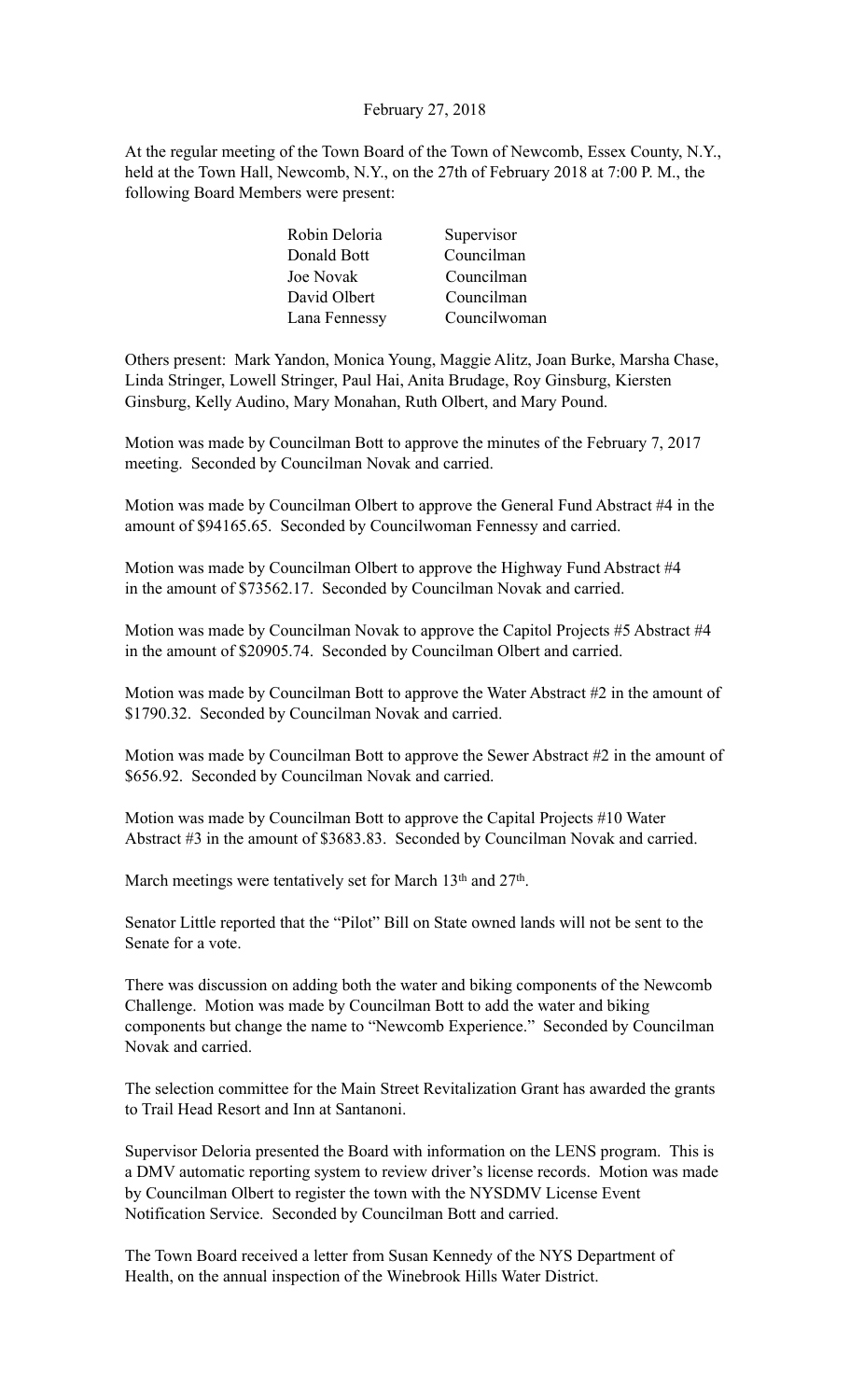February 27, 2018

At the regular meeting of the Town Board of the Town of Newcomb, Essex County, N.Y., held at the Town Hall, Newcomb, N.Y., on the 27th of February 2018 at 7:00 P. M., the following Board Members were present:

| | |
|---|---|
| Robin Deloria | Supervisor |
| Donald Bott | Councilman |
| Joe Novak | Councilman |
| David Olbert | Councilman |
| Lana Fennessy | Councilwoman |

Others present: Mark Yandon, Monica Young, Maggie Alitz, Joan Burke, Marsha Chase, Linda Stringer, Lowell Stringer, Paul Hai, Anita Brudage, Roy Ginsburg, Kiersten Ginsburg, Kelly Audino, Mary Monahan, Ruth Olbert, and Mary Pound.

Motion was made by Councilman Bott to approve the minutes of the February 7, 2017 meeting. Seconded by Councilman Novak and carried.

Motion was made by Councilman Olbert to approve the General Fund Abstract #4 in the amount of $94165.65. Seconded by Councilwoman Fennessy and carried.

Motion was made by Councilman Olbert to approve the Highway Fund Abstract #4 in the amount of $73562.17. Seconded by Councilman Novak and carried.

Motion was made by Councilman Novak to approve the Capitol Projects #5 Abstract #4 in the amount of $20905.74. Seconded by Councilman Olbert and carried.

Motion was made by Councilman Bott to approve the Water Abstract #2 in the amount of $1790.32. Seconded by Councilman Novak and carried.

Motion was made by Councilman Bott to approve the Sewer Abstract #2 in the amount of $656.92. Seconded by Councilman Novak and carried.

Motion was made by Councilman Bott to approve the Capital Projects #10 Water Abstract #3 in the amount of $3683.83. Seconded by Councilman Novak and carried.

March meetings were tentatively set for March 13th and 27th.

Senator Little reported that the "Pilot" Bill on State owned lands will not be sent to the Senate for a vote.

There was discussion on adding both the water and biking components of the Newcomb Challenge. Motion was made by Councilman Bott to add the water and biking components but change the name to "Newcomb Experience." Seconded by Councilman Novak and carried.

The selection committee for the Main Street Revitalization Grant has awarded the grants to Trail Head Resort and Inn at Santanoni.

Supervisor Deloria presented the Board with information on the LENS program. This is a DMV automatic reporting system to review driver's license records. Motion was made by Councilman Olbert to register the town with the NYSDMV License Event Notification Service. Seconded by Councilman Bott and carried.

The Town Board received a letter from Susan Kennedy of the NYS Department of Health, on the annual inspection of the Winebrook Hills Water District.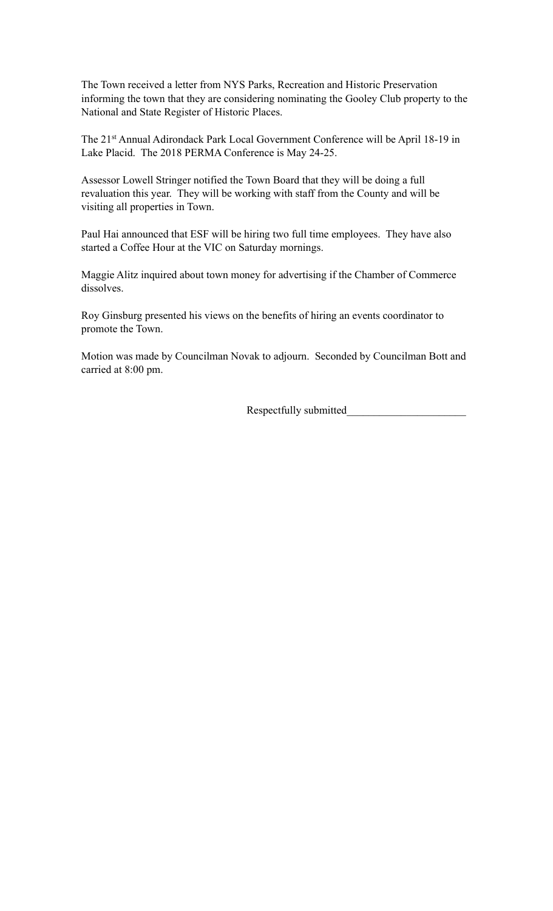The Town received a letter from NYS Parks, Recreation and Historic Preservation informing the town that they are considering nominating the Gooley Club property to the National and State Register of Historic Places.

The 21st Annual Adirondack Park Local Government Conference will be April 18-19 in Lake Placid. The 2018 PERMA Conference is May 24-25.

Assessor Lowell Stringer notified the Town Board that they will be doing a full revaluation this year. They will be working with staff from the County and will be visiting all properties in Town.

Paul Hai announced that ESF will be hiring two full time employees. They have also started a Coffee Hour at the VIC on Saturday mornings.

Maggie Alitz inquired about town money for advertising if the Chamber of Commerce dissolves.

Roy Ginsburg presented his views on the benefits of hiring an events coordinator to promote the Town.

Motion was made by Councilman Novak to adjourn. Seconded by Councilman Bott and carried at 8:00 pm.

Respectfully submitted______________________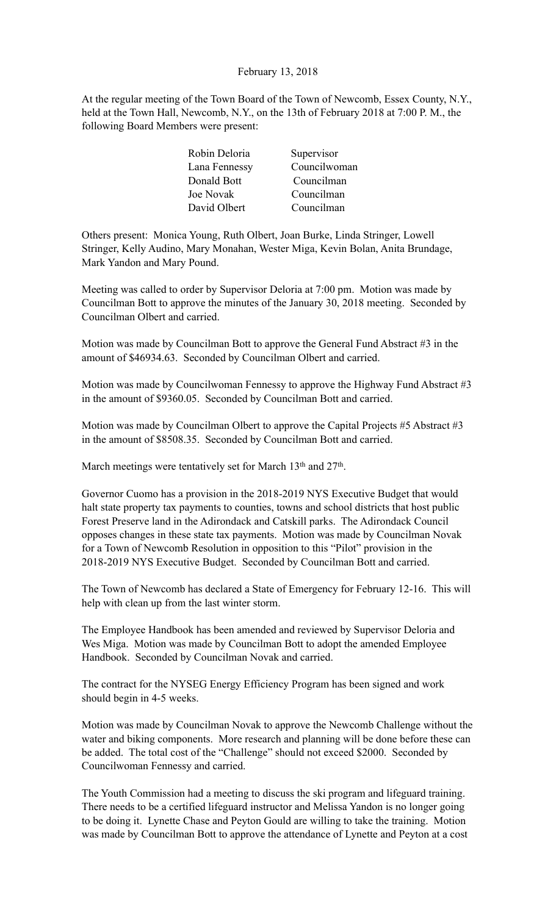February 13, 2018

At the regular meeting of the Town Board of the Town of Newcomb, Essex County, N.Y., held at the Town Hall, Newcomb, N.Y., on the 13th of February 2018 at 7:00 P. M., the following Board Members were present:

| | |
|---|---|
| Robin Deloria | Supervisor |
| Lana Fennessy | Councilwoman |
| Donald Bott | Councilman |
| Joe Novak | Councilman |
| David Olbert | Councilman |

Others present: Monica Young, Ruth Olbert, Joan Burke, Linda Stringer, Lowell Stringer, Kelly Audino, Mary Monahan, Wester Miga, Kevin Bolan, Anita Brundage, Mark Yandon and Mary Pound.

Meeting was called to order by Supervisor Deloria at 7:00 pm. Motion was made by Councilman Bott to approve the minutes of the January 30, 2018 meeting. Seconded by Councilman Olbert and carried.

Motion was made by Councilman Bott to approve the General Fund Abstract #3 in the amount of $46934.63. Seconded by Councilman Olbert and carried.

Motion was made by Councilwoman Fennessy to approve the Highway Fund Abstract #3 in the amount of $9360.05. Seconded by Councilman Bott and carried.

Motion was made by Councilman Olbert to approve the Capital Projects #5 Abstract #3 in the amount of $8508.35. Seconded by Councilman Bott and carried.

March meetings were tentatively set for March 13th and 27th.

Governor Cuomo has a provision in the 2018-2019 NYS Executive Budget that would halt state property tax payments to counties, towns and school districts that host public Forest Preserve land in the Adirondack and Catskill parks. The Adirondack Council opposes changes in these state tax payments. Motion was made by Councilman Novak for a Town of Newcomb Resolution in opposition to this "Pilot" provision in the 2018-2019 NYS Executive Budget. Seconded by Councilman Bott and carried.

The Town of Newcomb has declared a State of Emergency for February 12-16. This will help with clean up from the last winter storm.

The Employee Handbook has been amended and reviewed by Supervisor Deloria and Wes Miga. Motion was made by Councilman Bott to adopt the amended Employee Handbook. Seconded by Councilman Novak and carried.

The contract for the NYSEG Energy Efficiency Program has been signed and work should begin in 4-5 weeks.

Motion was made by Councilman Novak to approve the Newcomb Challenge without the water and biking components. More research and planning will be done before these can be added. The total cost of the "Challenge" should not exceed $2000. Seconded by Councilwoman Fennessy and carried.

The Youth Commission had a meeting to discuss the ski program and lifeguard training. There needs to be a certified lifeguard instructor and Melissa Yandon is no longer going to be doing it. Lynette Chase and Peyton Gould are willing to take the training. Motion was made by Councilman Bott to approve the attendance of Lynette and Peyton at a cost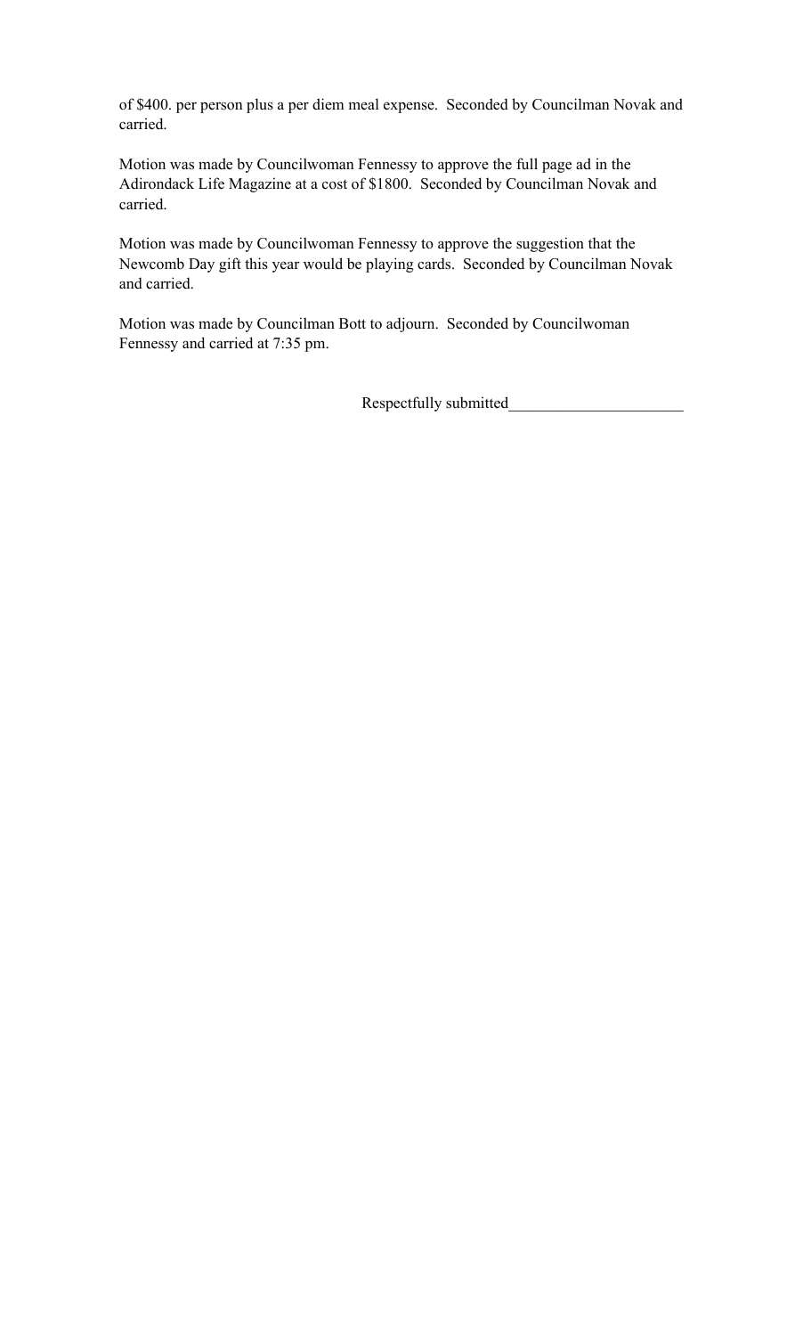of $400. per person plus a per diem meal expense. Seconded by Councilman Novak and carried.

Motion was made by Councilwoman Fennessy to approve the full page ad in the Adirondack Life Magazine at a cost of $1800. Seconded by Councilman Novak and carried.

Motion was made by Councilwoman Fennessy to approve the suggestion that the Newcomb Day gift this year would be playing cards. Seconded by Councilman Novak and carried.

Motion was made by Councilman Bott to adjourn. Seconded by Councilwoman Fennessy and carried at 7:35 pm.

Respectfully submitted______________________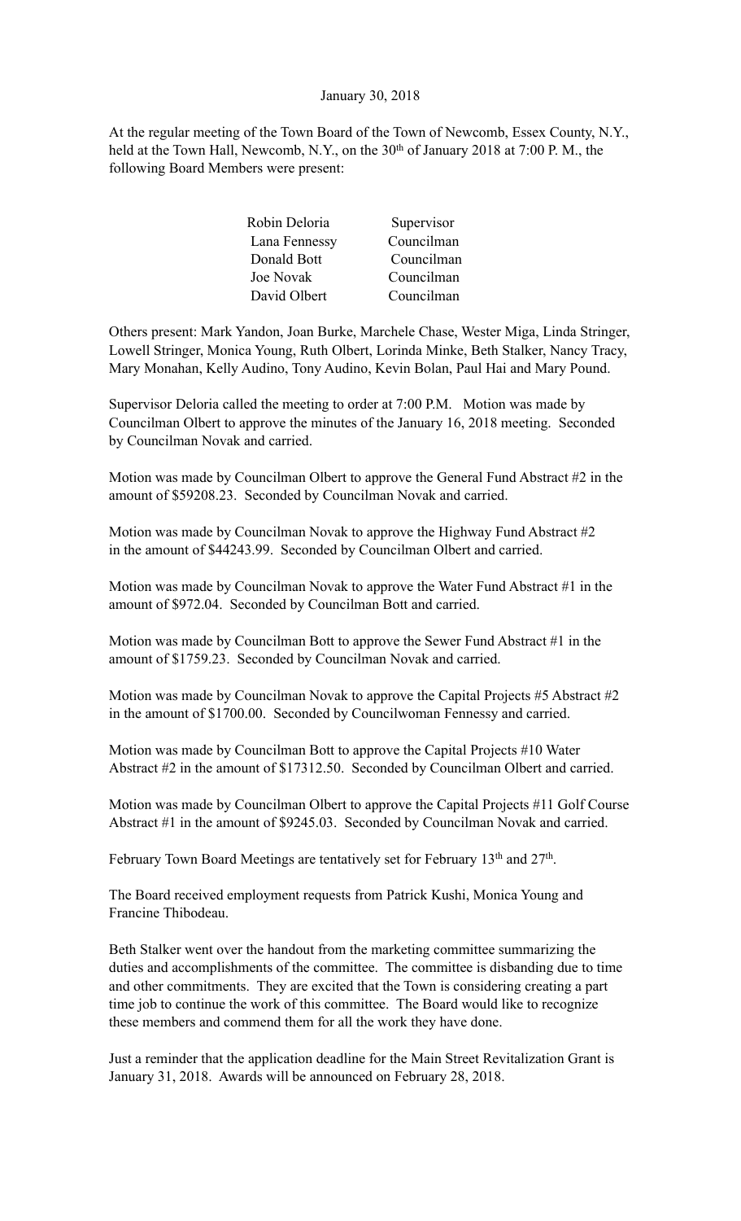January 30, 2018

At the regular meeting of the Town Board of the Town of Newcomb, Essex County, N.Y., held at the Town Hall, Newcomb, N.Y., on the 30th of January 2018 at 7:00 P. M., the following Board Members were present:

| | |
|---|---|
| Robin Deloria | Supervisor |
| Lana Fennessy | Councilman |
| Donald Bott | Councilman |
| Joe Novak | Councilman |
| David Olbert | Councilman |

Others present: Mark Yandon, Joan Burke, Marchele Chase, Wester Miga, Linda Stringer, Lowell Stringer, Monica Young, Ruth Olbert, Lorinda Minke, Beth Stalker, Nancy Tracy, Mary Monahan, Kelly Audino, Tony Audino, Kevin Bolan, Paul Hai and Mary Pound.

Supervisor Deloria called the meeting to order at 7:00 P.M. Motion was made by Councilman Olbert to approve the minutes of the January 16, 2018 meeting. Seconded by Councilman Novak and carried.

Motion was made by Councilman Olbert to approve the General Fund Abstract #2 in the amount of $59208.23. Seconded by Councilman Novak and carried.

Motion was made by Councilman Novak to approve the Highway Fund Abstract #2 in the amount of $44243.99. Seconded by Councilman Olbert and carried.

Motion was made by Councilman Novak to approve the Water Fund Abstract #1 in the amount of $972.04. Seconded by Councilman Bott and carried.

Motion was made by Councilman Bott to approve the Sewer Fund Abstract #1 in the amount of $1759.23. Seconded by Councilman Novak and carried.

Motion was made by Councilman Novak to approve the Capital Projects #5 Abstract #2 in the amount of $1700.00. Seconded by Councilwoman Fennessy and carried.

Motion was made by Councilman Bott to approve the Capital Projects #10 Water Abstract #2 in the amount of $17312.50. Seconded by Councilman Olbert and carried.

Motion was made by Councilman Olbert to approve the Capital Projects #11 Golf Course Abstract #1 in the amount of $9245.03. Seconded by Councilman Novak and carried.

February Town Board Meetings are tentatively set for February 13th and 27th.

The Board received employment requests from Patrick Kushi, Monica Young and Francine Thibodeau.

Beth Stalker went over the handout from the marketing committee summarizing the duties and accomplishments of the committee. The committee is disbanding due to time and other commitments. They are excited that the Town is considering creating a part time job to continue the work of this committee. The Board would like to recognize these members and commend them for all the work they have done.

Just a reminder that the application deadline for the Main Street Revitalization Grant is January 31, 2018. Awards will be announced on February 28, 2018.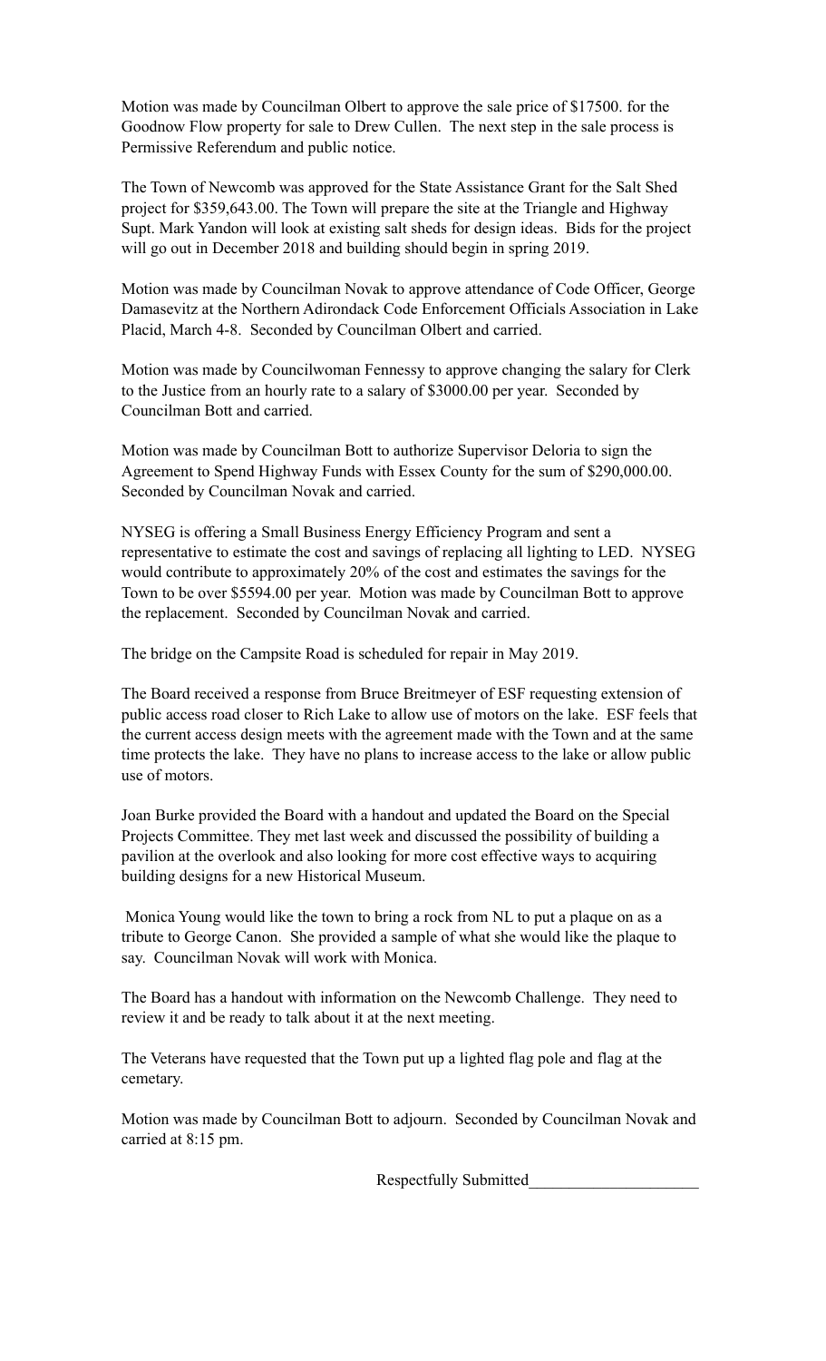Motion was made by Councilman Olbert to approve the sale price of $17500. for the Goodnow Flow property for sale to Drew Cullen. The next step in the sale process is Permissive Referendum and public notice.

The Town of Newcomb was approved for the State Assistance Grant for the Salt Shed project for $359,643.00. The Town will prepare the site at the Triangle and Highway Supt. Mark Yandon will look at existing salt sheds for design ideas. Bids for the project will go out in December 2018 and building should begin in spring 2019.

Motion was made by Councilman Novak to approve attendance of Code Officer, George Damasevitz at the Northern Adirondack Code Enforcement Officials Association in Lake Placid, March 4-8. Seconded by Councilman Olbert and carried.

Motion was made by Councilwoman Fennessy to approve changing the salary for Clerk to the Justice from an hourly rate to a salary of $3000.00 per year. Seconded by Councilman Bott and carried.

Motion was made by Councilman Bott to authorize Supervisor Deloria to sign the Agreement to Spend Highway Funds with Essex County for the sum of $290,000.00. Seconded by Councilman Novak and carried.

NYSEG is offering a Small Business Energy Efficiency Program and sent a representative to estimate the cost and savings of replacing all lighting to LED. NYSEG would contribute to approximately 20% of the cost and estimates the savings for the Town to be over $5594.00 per year. Motion was made by Councilman Bott to approve the replacement. Seconded by Councilman Novak and carried.

The bridge on the Campsite Road is scheduled for repair in May 2019.

The Board received a response from Bruce Breitmeyer of ESF requesting extension of public access road closer to Rich Lake to allow use of motors on the lake. ESF feels that the current access design meets with the agreement made with the Town and at the same time protects the lake. They have no plans to increase access to the lake or allow public use of motors.

Joan Burke provided the Board with a handout and updated the Board on the Special Projects Committee. They met last week and discussed the possibility of building a pavilion at the overlook and also looking for more cost effective ways to acquiring building designs for a new Historical Museum.

Monica Young would like the town to bring a rock from NL to put a plaque on as a tribute to George Canon. She provided a sample of what she would like the plaque to say. Councilman Novak will work with Monica.

The Board has a handout with information on the Newcomb Challenge. They need to review it and be ready to talk about it at the next meeting.

The Veterans have requested that the Town put up a lighted flag pole and flag at the cemetary.

Motion was made by Councilman Bott to adjourn. Seconded by Councilman Novak and carried at 8:15 pm.

Respectfully Submitted____________________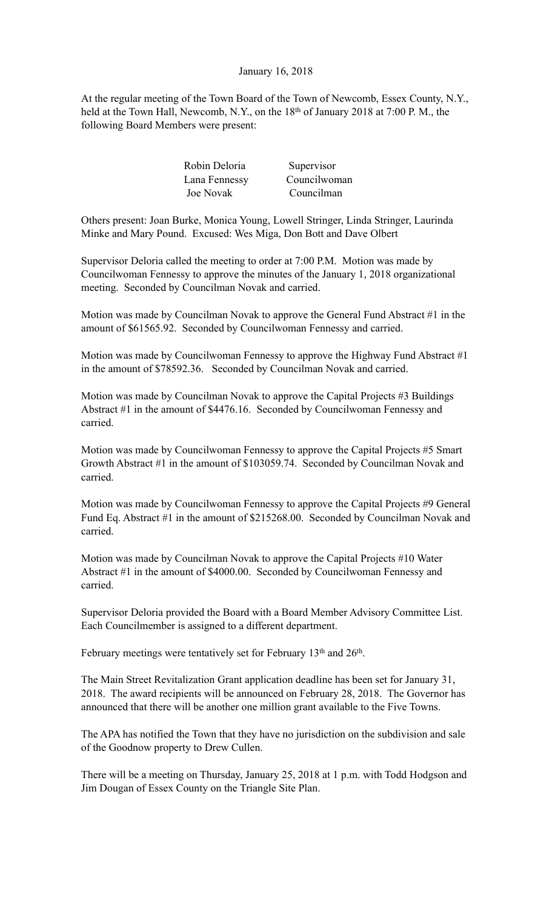January 16, 2018

At the regular meeting of the Town Board of the Town of Newcomb, Essex County, N.Y., held at the Town Hall, Newcomb, N.Y., on the 18th of January 2018 at 7:00 P. M., the following Board Members were present:

| | |
|---|---|
| Robin Deloria | Supervisor |
| Lana Fennessy | Councilwoman |
| Joe Novak | Councilman |

Others present: Joan Burke, Monica Young, Lowell Stringer, Linda Stringer, Laurinda Minke and Mary Pound. Excused: Wes Miga, Don Bott and Dave Olbert

Supervisor Deloria called the meeting to order at 7:00 P.M. Motion was made by Councilwoman Fennessy to approve the minutes of the January 1, 2018 organizational meeting. Seconded by Councilman Novak and carried.

Motion was made by Councilman Novak to approve the General Fund Abstract #1 in the amount of $61565.92. Seconded by Councilwoman Fennessy and carried.

Motion was made by Councilwoman Fennessy to approve the Highway Fund Abstract #1 in the amount of $78592.36. Seconded by Councilman Novak and carried.

Motion was made by Councilman Novak to approve the Capital Projects #3 Buildings Abstract #1 in the amount of $4476.16. Seconded by Councilwoman Fennessy and carried.

Motion was made by Councilwoman Fennessy to approve the Capital Projects #5 Smart Growth Abstract #1 in the amount of $103059.74. Seconded by Councilman Novak and carried.

Motion was made by Councilwoman Fennessy to approve the Capital Projects #9 General Fund Eq. Abstract #1 in the amount of $215268.00. Seconded by Councilman Novak and carried.

Motion was made by Councilman Novak to approve the Capital Projects #10 Water Abstract #1 in the amount of $4000.00. Seconded by Councilwoman Fennessy and carried.

Supervisor Deloria provided the Board with a Board Member Advisory Committee List. Each Councilmember is assigned to a different department.

February meetings were tentatively set for February 13th and 26th.

The Main Street Revitalization Grant application deadline has been set for January 31, 2018. The award recipients will be announced on February 28, 2018. The Governor has announced that there will be another one million grant available to the Five Towns.

The APA has notified the Town that they have no jurisdiction on the subdivision and sale of the Goodnow property to Drew Cullen.

There will be a meeting on Thursday, January 25, 2018 at 1 p.m. with Todd Hodgson and Jim Dougan of Essex County on the Triangle Site Plan.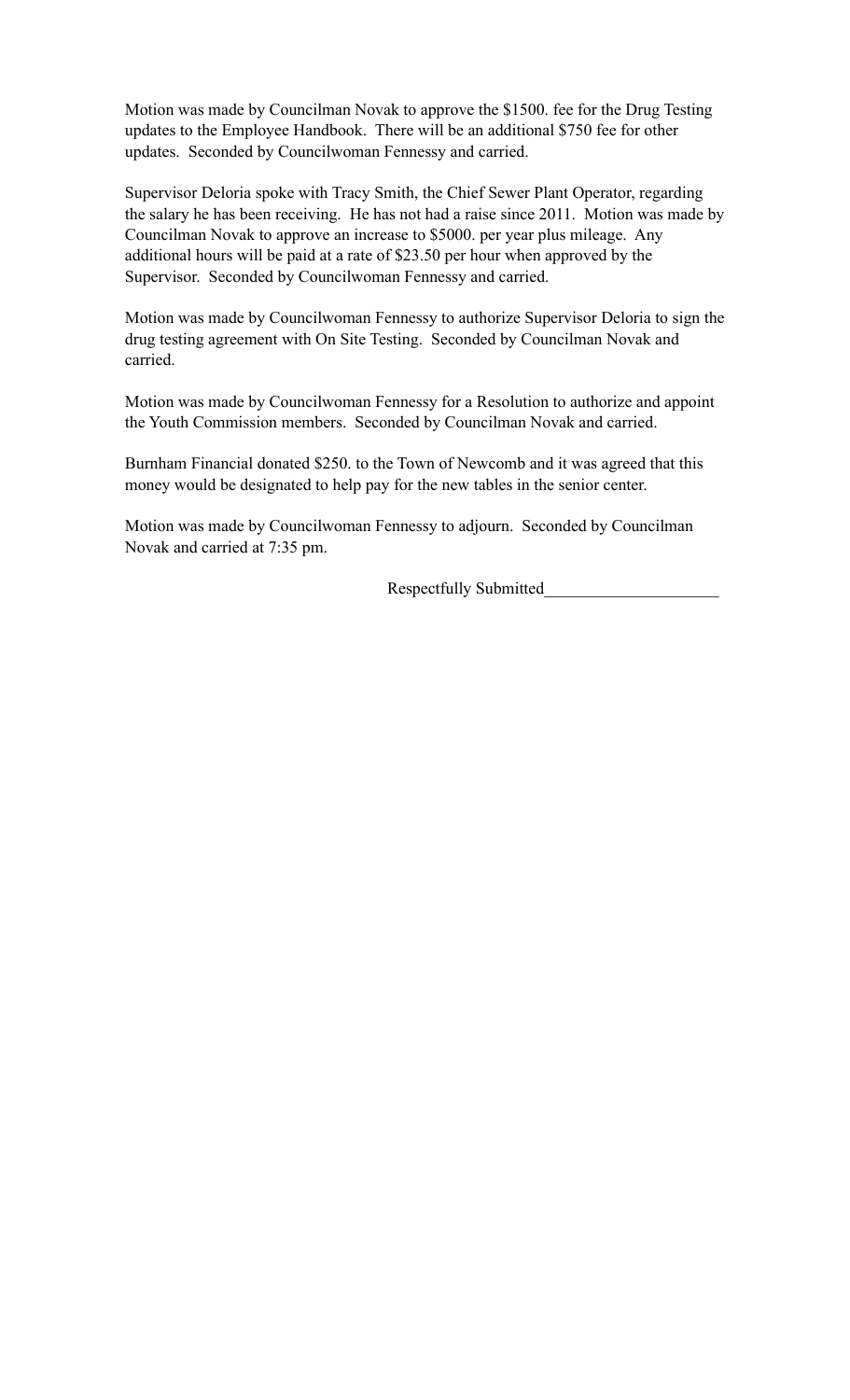Motion was made by Councilman Novak to approve the $1500. fee for the Drug Testing updates to the Employee Handbook. There will be an additional $750 fee for other updates. Seconded by Councilwoman Fennessy and carried.

Supervisor Deloria spoke with Tracy Smith, the Chief Sewer Plant Operator, regarding the salary he has been receiving. He has not had a raise since 2011. Motion was made by Councilman Novak to approve an increase to $5000. per year plus mileage. Any additional hours will be paid at a rate of $23.50 per hour when approved by the Supervisor. Seconded by Councilwoman Fennessy and carried.

Motion was made by Councilwoman Fennessy to authorize Supervisor Deloria to sign the drug testing agreement with On Site Testing. Seconded by Councilman Novak and carried.

Motion was made by Councilwoman Fennessy for a Resolution to authorize and appoint the Youth Commission members. Seconded by Councilman Novak and carried.

Burnham Financial donated $250. to the Town of Newcomb and it was agreed that this money would be designated to help pay for the new tables in the senior center.

Motion was made by Councilwoman Fennessy to adjourn. Seconded by Councilman Novak and carried at 7:35 pm.

Respectfully Submitted____________________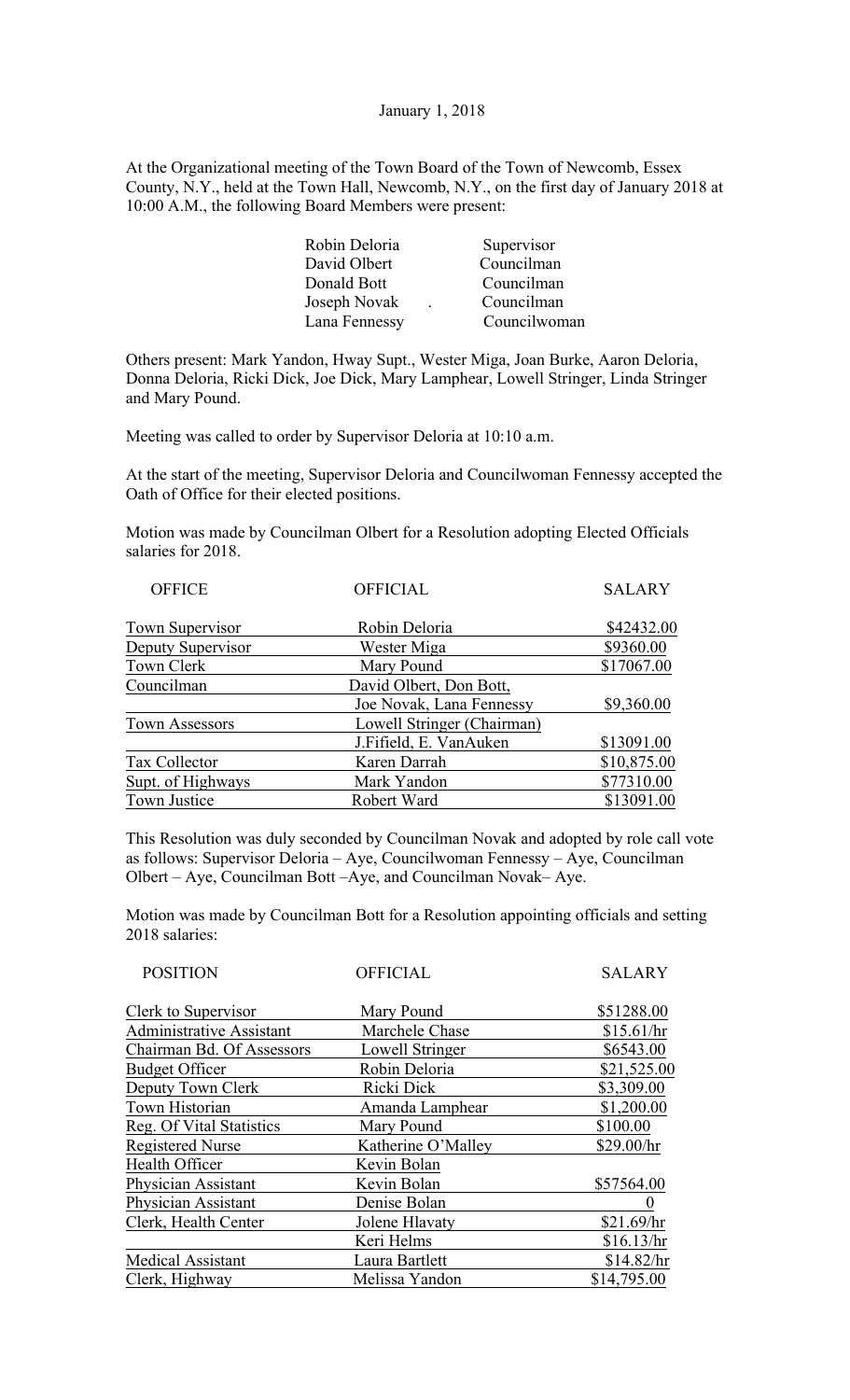January 1, 2018

At the Organizational meeting of the Town Board of the Town of Newcomb, Essex County, N.Y., held at the Town Hall, Newcomb, N.Y., on the first day of January 2018 at 10:00 A.M., the following Board Members were present:

| | |
|---|---|
| Robin Deloria | Supervisor |
| David Olbert | Councilman |
| Donald Bott | Councilman |
| Joseph Novak . | Councilman |
| Lana Fennessy | Councilwoman |

Others present: Mark Yandon, Hway Supt., Wester Miga, Joan Burke, Aaron Deloria, Donna Deloria, Ricki Dick, Joe Dick, Mary Lamphear, Lowell Stringer, Linda Stringer and Mary Pound.

Meeting was called to order by Supervisor Deloria at 10:10 a.m.

At the start of the meeting, Supervisor Deloria and Councilwoman Fennessy accepted the Oath of Office for their elected positions.

Motion was made by Councilman Olbert for a Resolution adopting Elected Officials salaries for 2018.

| OFFICE | OFFICIAL | SALARY |
|---|---|---|
| Town Supervisor | Robin Deloria | \$42432.00 |
| Deputy Supervisor | Wester Miga | \$9360.00 |
| Town Clerk | Mary Pound | \$17067.00 |
| Councilman | David Olbert, Don Bott, Joe Novak, Lana Fennessy | \$9,360.00 |
| Town Assessors | Lowell Stringer (Chairman) J.Fifield, E. VanAuken | \$13091.00 |
| Tax Collector | Karen Darrah | \$10,875.00 |
| Supt. of Highways | Mark Yandon | \$77310.00 |
| Town Justice | Robert Ward | \$13091.00 |

This Resolution was duly seconded by Councilman Novak and adopted by role call vote as follows: Supervisor Deloria – Aye, Councilwoman Fennessy – Aye, Councilman Olbert – Aye, Councilman Bott –Aye, and Councilman Novak– Aye.

Motion was made by Councilman Bott for a Resolution appointing officials and setting 2018 salaries:

| POSITION | OFFICIAL | SALARY |
|---|---|---|
| Clerk to Supervisor | Mary Pound | \$51288.00 |
| Administrative Assistant | Marchele Chase | \$15.61/hr |
| Chairman Bd. Of Assessors | Lowell Stringer | \$6543.00 |
| Budget Officer | Robin Deloria | \$21,525.00 |
| Deputy Town Clerk | Ricki Dick | \$3,309.00 |
| Town Historian | Amanda Lamphear | \$1,200.00 |
| Reg. Of Vital Statistics | Mary Pound | \$100.00 |
| Registered Nurse | Katherine O'Malley | \$29.00/hr |
| Health Officer | Kevin Bolan | |
| Physician Assistant | Kevin Bolan | \$57564.00 |
| Physician Assistant | Denise Bolan | 0 |
| Clerk, Health Center | Jolene Hlavaty | \$21.69/hr |
| | Keri Helms | \$16.13/hr |
| Medical Assistant | Laura Bartlett | \$14.82/hr |
| Clerk, Highway | Melissa Yandon | \$14,795.00 |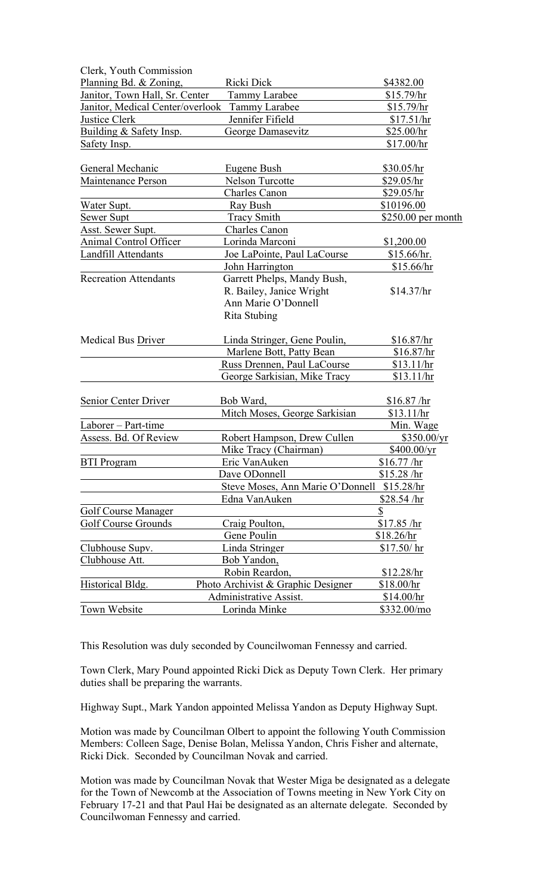| | | |
|---|---|---|
| Clerk, Youth Commission | | |
| Planning Bd. & Zoning, | Ricki Dick | $4382.00 |
| Janitor, Town Hall, Sr. Center | Tammy Larabee | $15.79/hr |
| Janitor, Medical Center/overlook | Tammy Larabee | $15.79/hr |
| Justice Clerk | Jennifer Fifield | $17.51/hr |
| Building & Safety Insp. | George Damasevitz | $25.00/hr |
| Safety Insp. | | $17.00/hr |
| General Mechanic | Eugene Bush | $30.05/hr |
| Maintenance Person | Nelson Turcotte | $29.05/hr |
| | Charles Canon | $29.05/hr |
| Water Supt. | Ray Bush | $10196.00 |
| Sewer Supt | Tracy Smith | $250.00 per month |
| Asst. Sewer Supt. | Charles Canon | |
| Animal Control Officer | Lorinda Marconi | $1,200.00 |
| Landfill Attendants | Joe LaPointe, Paul LaCourse | $15.66/hr. |
| | John Harrington | $15.66/hr |
| Recreation Attendants | Garrett Phelps, Mandy Bush, R. Bailey, Janice Wright Ann Marie O'Donnell Rita Stubing | $14.37/hr |
| Medical Bus Driver | Linda Stringer, Gene Poulin, | $16.87/hr |
| | Marlene Bott, Patty Bean | $16.87/hr |
| | Russ Drennen, Paul LaCourse | $13.11/hr |
| | George Sarkisian, Mike Tracy | $13.11/hr |
| Senior Center Driver | Bob Ward, | $16.87 /hr |
| | Mitch Moses, George Sarkisian | $13.11/hr |
| Laborer – Part-time | | Min. Wage |
| Assess. Bd. Of Review | Robert Hampson, Drew Cullen | $350.00/yr |
| | Mike Tracy (Chairman) | $400.00/yr |
| BTI Program | Eric VanAuken | $16.77 /hr |
| | Dave ODonnell | $15.28 /hr |
| | Steve Moses, Ann Marie O'Donnell | $15.28/hr |
| | Edna VanAuken | $28.54 /hr |
| Golf Course Manager | | $ |
| Golf Course Grounds | Craig Poulton, | $17.85 /hr |
| | Gene Poulin | $18.26/hr |
| Clubhouse Supv. | Linda Stringer | $17.50/ hr |
| Clubhouse Att. | Bob Yandon, | |
| | Robin Reardon, | $12.28/hr |
| Historical Bldg. | Photo Archivist & Graphic Designer | $18.00/hr |
| | Administrative Assist. | $14.00/hr |
| Town Website | Lorinda Minke | $332.00/mo |

This Resolution was duly seconded by Councilwoman Fennessy and carried.

Town Clerk, Mary Pound appointed Ricki Dick as Deputy Town Clerk. Her primary duties shall be preparing the warrants.

Highway Supt., Mark Yandon appointed Melissa Yandon as Deputy Highway Supt.

Motion was made by Councilman Olbert to appoint the following Youth Commission Members: Colleen Sage, Denise Bolan, Melissa Yandon, Chris Fisher and alternate, Ricki Dick. Seconded by Councilman Novak and carried.

Motion was made by Councilman Novak that Wester Miga be designated as a delegate for the Town of Newcomb at the Association of Towns meeting in New York City on February 17-21 and that Paul Hai be designated as an alternate delegate. Seconded by Councilwoman Fennessy and carried.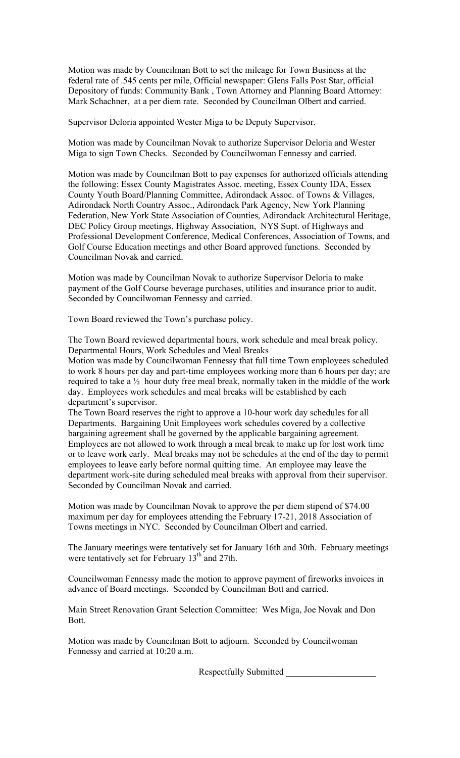Motion was made by Councilman Bott to set the mileage for Town Business at the federal rate of .545 cents per mile, Official newspaper: Glens Falls Post Star, official Depository of funds: Community Bank , Town Attorney and Planning Board Attorney: Mark Schachner, at a per diem rate. Seconded by Councilman Olbert and carried.

Supervisor Deloria appointed Wester Miga to be Deputy Supervisor.

Motion was made by Councilman Novak to authorize Supervisor Deloria and Wester Miga to sign Town Checks. Seconded by Councilwoman Fennessy and carried.

Motion was made by Councilman Bott to pay expenses for authorized officials attending the following: Essex County Magistrates Assoc. meeting, Essex County IDA, Essex County Youth Board/Planning Committee, Adirondack Assoc. of Towns & Villages, Adirondack North Country Assoc., Adirondack Park Agency, New York Planning Federation, New York State Association of Counties, Adirondack Architectural Heritage, DEC Policy Group meetings, Highway Association, NYS Supt. of Highways and Professional Development Conference, Medical Conferences, Association of Towns, and Golf Course Education meetings and other Board approved functions. Seconded by Councilman Novak and carried.

Motion was made by Councilman Novak to authorize Supervisor Deloria to make payment of the Golf Course beverage purchases, utilities and insurance prior to audit. Seconded by Councilwoman Fennessy and carried.

Town Board reviewed the Town's purchase policy.

The Town Board reviewed departmental hours, work schedule and meal break policy.
Departmental Hours, Work Schedules and Meal Breaks
Motion was made by Councilwoman Fennessy that full time Town employees scheduled to work 8 hours per day and part-time employees working more than 6 hours per day; are required to take a ½ hour duty free meal break, normally taken in the middle of the work day. Employees work schedules and meal breaks will be established by each department's supervisor.
The Town Board reserves the right to approve a 10-hour work day schedules for all Departments. Bargaining Unit Employees work schedules covered by a collective bargaining agreement shall be governed by the applicable bargaining agreement. Employees are not allowed to work through a meal break to make up for lost work time or to leave work early. Meal breaks may not be schedules at the end of the day to permit employees to leave early before normal quitting time. An employee may leave the department work-site during scheduled meal breaks with approval from their supervisor. Seconded by Councilman Novak and carried.

Motion was made by Councilman Novak to approve the per diem stipend of $74.00 maximum per day for employees attending the February 17-21, 2018 Association of Towns meetings in NYC. Seconded by Councilman Olbert and carried.

The January meetings were tentatively set for January 16th and 30th. February meetings were tentatively set for February 13th and 27th.

Councilwoman Fennessy made the motion to approve payment of fireworks invoices in advance of Board meetings. Seconded by Councilman Bott and carried.

Main Street Renovation Grant Selection Committee: Wes Miga, Joe Novak and Don Bott.

Motion was made by Councilman Bott to adjourn. Seconded by Councilwoman Fennessy and carried at 10:20 a.m.

Respectfully Submitted ____________________